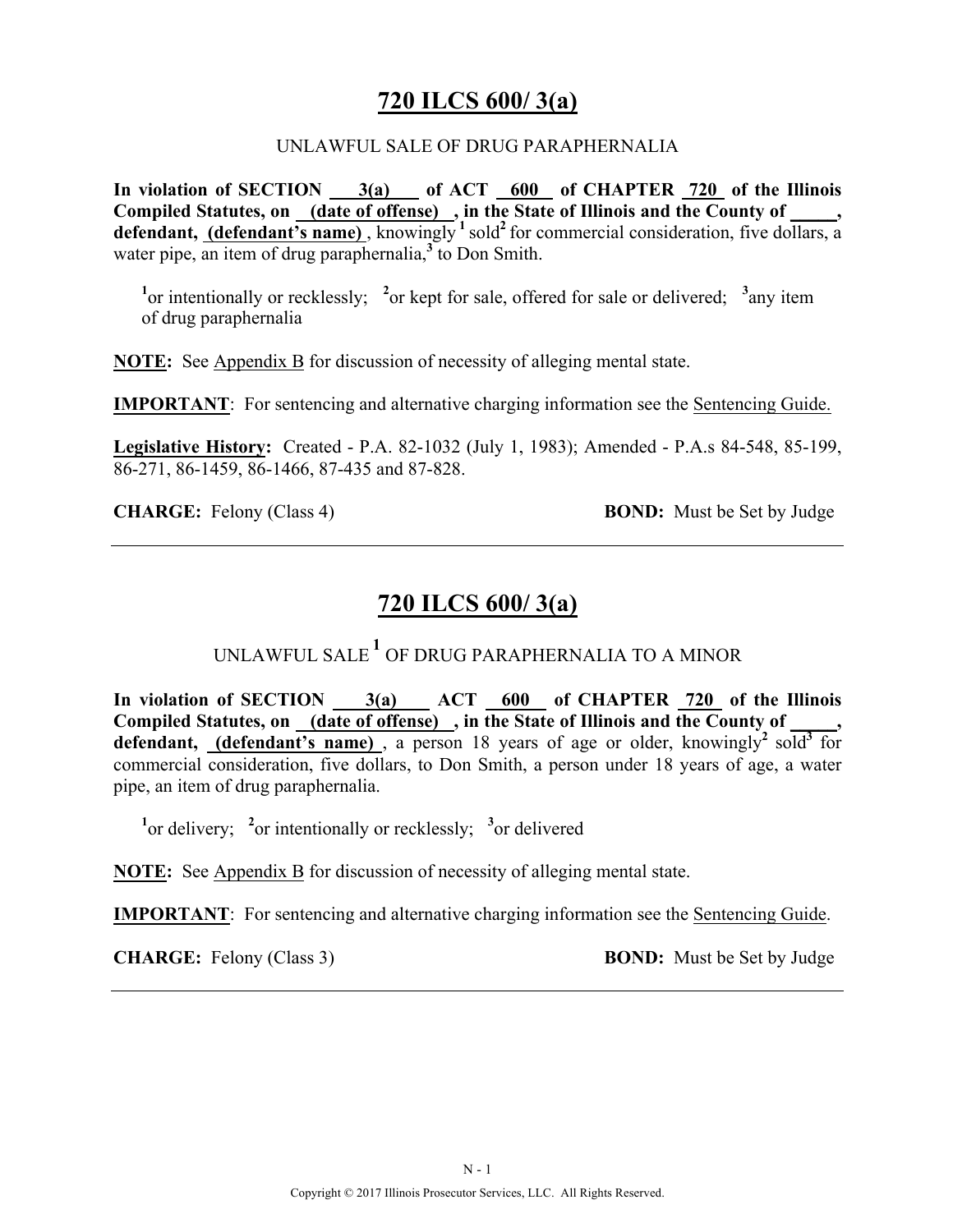## 720 ILCS 600/ 3(a)

UNLAWFUL SALE OF DRUG PARAPHERNALIA

**In violation of SECTION 3(a) of ACT 600 of CHAPTER 720 of the Illinois Compiled Statutes, on (date of offense) , in the State of Illinois and the County of _____, defendant, (defendant's name)** , knowingly [1] sold[2] for commercial consideration, five dollars, a water pipe, an item of drug paraphernalia,[3] to Don Smith.

[1]or intentionally or recklessly; [2]or kept for sale, offered for sale or delivered; [3]any item of drug paraphernalia

**NOTE:** See Appendix B for discussion of necessity of alleging mental state.

**IMPORTANT**: For sentencing and alternative charging information see the Sentencing Guide.

**Legislative History:** Created - P.A. 82-1032 (July 1, 1983); Amended - P.A.s 84-548, 85-199, 86-271, 86-1459, 86-1466, 87-435 and 87-828.

**CHARGE:** Felony (Class 4) **BOND:** Must be Set by Judge

---

## 720 ILCS 600/ 3(a)

UNLAWFUL SALE [1] OF DRUG PARAPHERNALIA TO A MINOR

**In violation of SECTION 3(a) ACT 600 of CHAPTER 720 of the Illinois Compiled Statutes, on (date of offense) , in the State of Illinois and the County of _____, defendant, (defendant's name)** , a person 18 years of age or older, knowingly[2] sold[3] for commercial consideration, five dollars, to Don Smith, a person under 18 years of age, a water pipe, an item of drug paraphernalia.

[1]or delivery; [2]or intentionally or recklessly; [3]or delivered

**NOTE:** See Appendix B for discussion of necessity of alleging mental state.

**IMPORTANT**: For sentencing and alternative charging information see the Sentencing Guide.

**CHARGE:** Felony (Class 3) **BOND:** Must be Set by Judge

---

Copyright © 2017 Illinois Prosecutor Services, LLC. All Rights Reserved.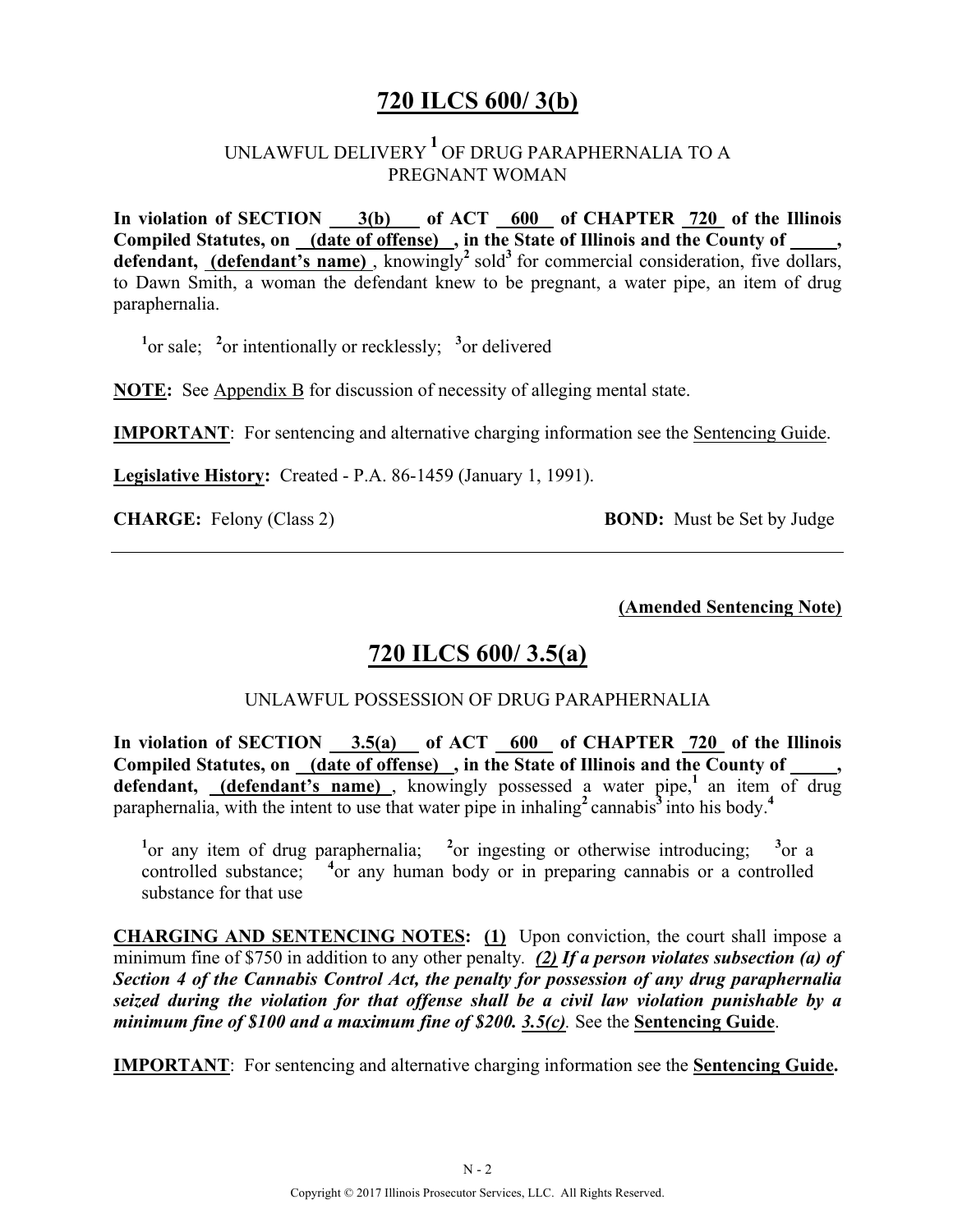# 720 ILCS 600/ 3(b)

UNLAWFUL DELIVERY [1] OF DRUG PARAPHERNALIA TO A PREGNANT WOMAN

**In violation of SECTION __3(b)__ of ACT __600__ of CHAPTER __720__ of the Illinois Compiled Statutes, on __(date of offense)__, in the State of Illinois and the County of _____, defendant, __(defendant's name)__**, knowingly[2] sold[3] for commercial consideration, five dollars, to Dawn Smith, a woman the defendant knew to be pregnant, a water pipe, an item of drug paraphernalia.

[1]or sale; [2]or intentionally or recklessly; [3]or delivered

**NOTE:** See Appendix B for discussion of necessity of alleging mental state.

**IMPORTANT**: For sentencing and alternative charging information see the Sentencing Guide.

**Legislative History:** Created - P.A. 86-1459 (January 1, 1991).

**CHARGE:** Felony (Class 2) **BOND:** Must be Set by Judge

---

**(Amended Sentencing Note)**

# 720 ILCS 600/ 3.5(a)

UNLAWFUL POSSESSION OF DRUG PARAPHERNALIA

**In violation of SECTION __3.5(a)__ of ACT __600__ of CHAPTER __720__ of the Illinois Compiled Statutes, on __(date of offense)__, in the State of Illinois and the County of _____, defendant, __(defendant's name)__**, knowingly possessed a water pipe,[1] an item of drug paraphernalia, with the intent to use that water pipe in inhaling[2] cannabis[3] into his body.[4]

[1]or any item of drug paraphernalia; [2]or ingesting or otherwise introducing; [3]or a controlled substance; [4]or any human body or in preparing cannabis or a controlled substance for that use

**CHARGING AND SENTENCING NOTES:** **(1)** Upon conviction, the court shall impose a minimum fine of $750 in addition to any other penalty. ***(2) If a person violates subsection (a) of Section 4 of the Cannabis Control Act, the penalty for possession of any drug paraphernalia seized during the violation for that offense shall be a civil law violation punishable by a minimum fine of $100 and a maximum fine of $200. 3.5(c)***. See the **Sentencing Guide**.

**IMPORTANT**: For sentencing and alternative charging information see the **Sentencing Guide.**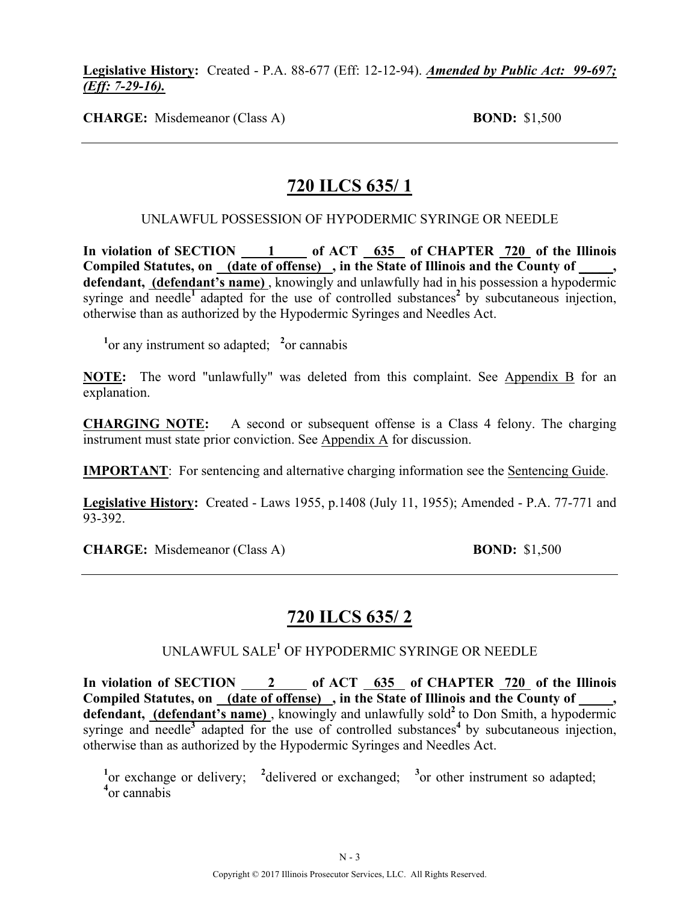**Legislative History:** Created - P.A. 88-677 (Eff: 12-12-94). ***Amended by Public Act: 99-697; (Eff: 7-29-16).***

**CHARGE:** Misdemeanor (Class A) **BOND:** $1,500

---

## 720 ILCS 635/ 1

UNLAWFUL POSSESSION OF HYPODERMIC SYRINGE OR NEEDLE

**In violation of SECTION 1 of ACT 635 of CHAPTER 720 of the Illinois Compiled Statutes, on (date of offense), in the State of Illinois and the County of _____, defendant, (defendant's name)**, knowingly and unlawfully had in his possession a hypodermic syringe and needle[1] adapted for the use of controlled substances[2] by subcutaneous injection, otherwise than as authorized by the Hypodermic Syringes and Needles Act.

[1]or any instrument so adapted; [2]or cannabis

**NOTE:** The word "unlawfully" was deleted from this complaint. See Appendix B for an explanation.

**CHARGING NOTE:** A second or subsequent offense is a Class 4 felony. The charging instrument must state prior conviction. See Appendix A for discussion.

**IMPORTANT**: For sentencing and alternative charging information see the Sentencing Guide.

**Legislative History:** Created - Laws 1955, p.1408 (July 11, 1955); Amended - P.A. 77-771 and 93-392.

**CHARGE:** Misdemeanor (Class A) **BOND:** $1,500

---

## 720 ILCS 635/ 2

UNLAWFUL SALE[1] OF HYPODERMIC SYRINGE OR NEEDLE

**In violation of SECTION 2 of ACT 635 of CHAPTER 720 of the Illinois Compiled Statutes, on (date of offense), in the State of Illinois and the County of _____, defendant, (defendant's name)**, knowingly and unlawfully sold[2] to Don Smith, a hypodermic syringe and needle[3] adapted for the use of controlled substances[4] by subcutaneous injection, otherwise than as authorized by the Hypodermic Syringes and Needles Act.

[1]or exchange or delivery; [2]delivered or exchanged; [3]or other instrument so adapted; [4]or cannabis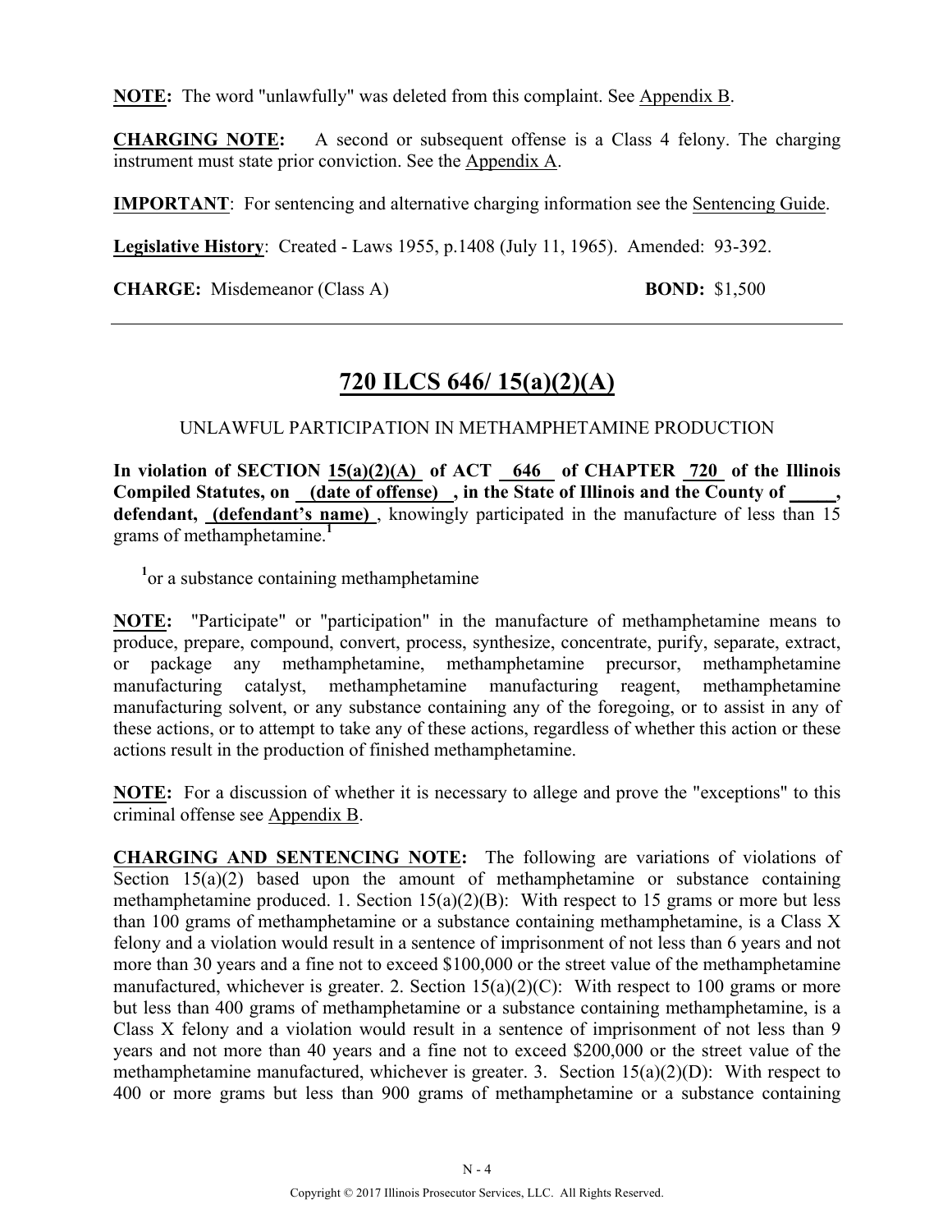**NOTE:** The word "unlawfully" was deleted from this complaint. See Appendix B.

**CHARGING NOTE:** A second or subsequent offense is a Class 4 felony. The charging instrument must state prior conviction. See the Appendix A.

**IMPORTANT**: For sentencing and alternative charging information see the Sentencing Guide.

**Legislative History**: Created - Laws 1955, p.1408 (July 11, 1965). Amended: 93-392.

**CHARGE:** Misdemeanor (Class A) **BOND:** $1,500

---

## 720 ILCS 646/ 15(a)(2)(A)

UNLAWFUL PARTICIPATION IN METHAMPHETAMINE PRODUCTION

**In violation of SECTION 15(a)(2)(A) of ACT 646 of CHAPTER 720 of the Illinois Compiled Statutes, on (date of offense) , in the State of Illinois and the County of _____, defendant, (defendant's name)** , knowingly participated in the manufacture of less than 15 grams of methamphetamine.[1]

[1]or a substance containing methamphetamine

**NOTE:** "Participate" or "participation" in the manufacture of methamphetamine means to produce, prepare, compound, convert, process, synthesize, concentrate, purify, separate, extract, or package any methamphetamine, methamphetamine precursor, methamphetamine manufacturing catalyst, methamphetamine manufacturing reagent, methamphetamine manufacturing solvent, or any substance containing any of the foregoing, or to assist in any of these actions, or to attempt to take any of these actions, regardless of whether this action or these actions result in the production of finished methamphetamine.

**NOTE:** For a discussion of whether it is necessary to allege and prove the "exceptions" to this criminal offense see Appendix B.

**CHARGING AND SENTENCING NOTE:** The following are variations of violations of Section 15(a)(2) based upon the amount of methamphetamine or substance containing methamphetamine produced. 1. Section 15(a)(2)(B): With respect to 15 grams or more but less than 100 grams of methamphetamine or a substance containing methamphetamine, is a Class X felony and a violation would result in a sentence of imprisonment of not less than 6 years and not more than 30 years and a fine not to exceed $100,000 or the street value of the methamphetamine manufactured, whichever is greater. 2. Section 15(a)(2)(C): With respect to 100 grams or more but less than 400 grams of methamphetamine or a substance containing methamphetamine, is a Class X felony and a violation would result in a sentence of imprisonment of not less than 9 years and not more than 40 years and a fine not to exceed $200,000 or the street value of the methamphetamine manufactured, whichever is greater. 3. Section 15(a)(2)(D): With respect to 400 or more grams but less than 900 grams of methamphetamine or a substance containing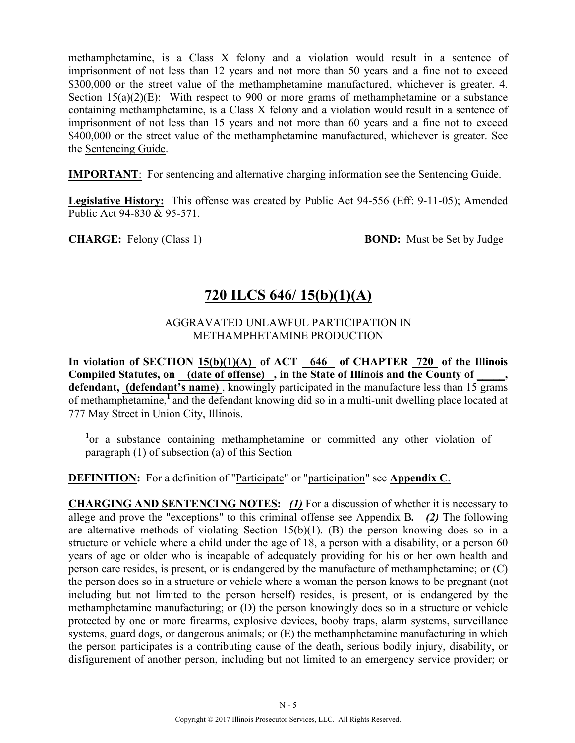methamphetamine, is a Class X felony and a violation would result in a sentence of imprisonment of not less than 12 years and not more than 50 years and a fine not to exceed $300,000 or the street value of the methamphetamine manufactured, whichever is greater. 4. Section 15(a)(2)(E): With respect to 900 or more grams of methamphetamine or a substance containing methamphetamine, is a Class X felony and a violation would result in a sentence of imprisonment of not less than 15 years and not more than 60 years and a fine not to exceed $400,000 or the street value of the methamphetamine manufactured, whichever is greater. See the Sentencing Guide.

**IMPORTANT**: For sentencing and alternative charging information see the Sentencing Guide.

**Legislative History:** This offense was created by Public Act 94-556 (Eff: 9-11-05); Amended Public Act 94-830 & 95-571.

**CHARGE:** Felony (Class 1) **BOND:** Must be Set by Judge

---

## 720 ILCS 646/ 15(b)(1)(A)

AGGRAVATED UNLAWFUL PARTICIPATION IN METHAMPHETAMINE PRODUCTION

**In violation of SECTION 15(b)(1)(A) of ACT 646 of CHAPTER 720 of the Illinois Compiled Statutes, on (date of offense) , in the State of Illinois and the County of _____, defendant, (defendant's name)** , knowingly participated in the manufacture less than 15 grams of methamphetamine,[1] and the defendant knowing did so in a multi-unit dwelling place located at 777 May Street in Union City, Illinois.

[1]or a substance containing methamphetamine or committed any other violation of paragraph (1) of subsection (a) of this Section

**DEFINITION:** For a definition of "Participate" or "participation" see **Appendix C**.

**CHARGING AND SENTENCING NOTES:** ***(1)*** For a discussion of whether it is necessary to allege and prove the "exceptions" to this criminal offense see Appendix B***.*** ***(2)*** The following are alternative methods of violating Section 15(b)(1). (B) the person knowing does so in a structure or vehicle where a child under the age of 18, a person with a disability, or a person 60 years of age or older who is incapable of adequately providing for his or her own health and person care resides, is present, or is endangered by the manufacture of methamphetamine; or (C) the person does so in a structure or vehicle where a woman the person knows to be pregnant (not including but not limited to the person herself) resides, is present, or is endangered by the methamphetamine manufacturing; or (D) the person knowingly does so in a structure or vehicle protected by one or more firearms, explosive devices, booby traps, alarm systems, surveillance systems, guard dogs, or dangerous animals; or (E) the methamphetamine manufacturing in which the person participates is a contributing cause of the death, serious bodily injury, disability, or disfigurement of another person, including but not limited to an emergency service provider; or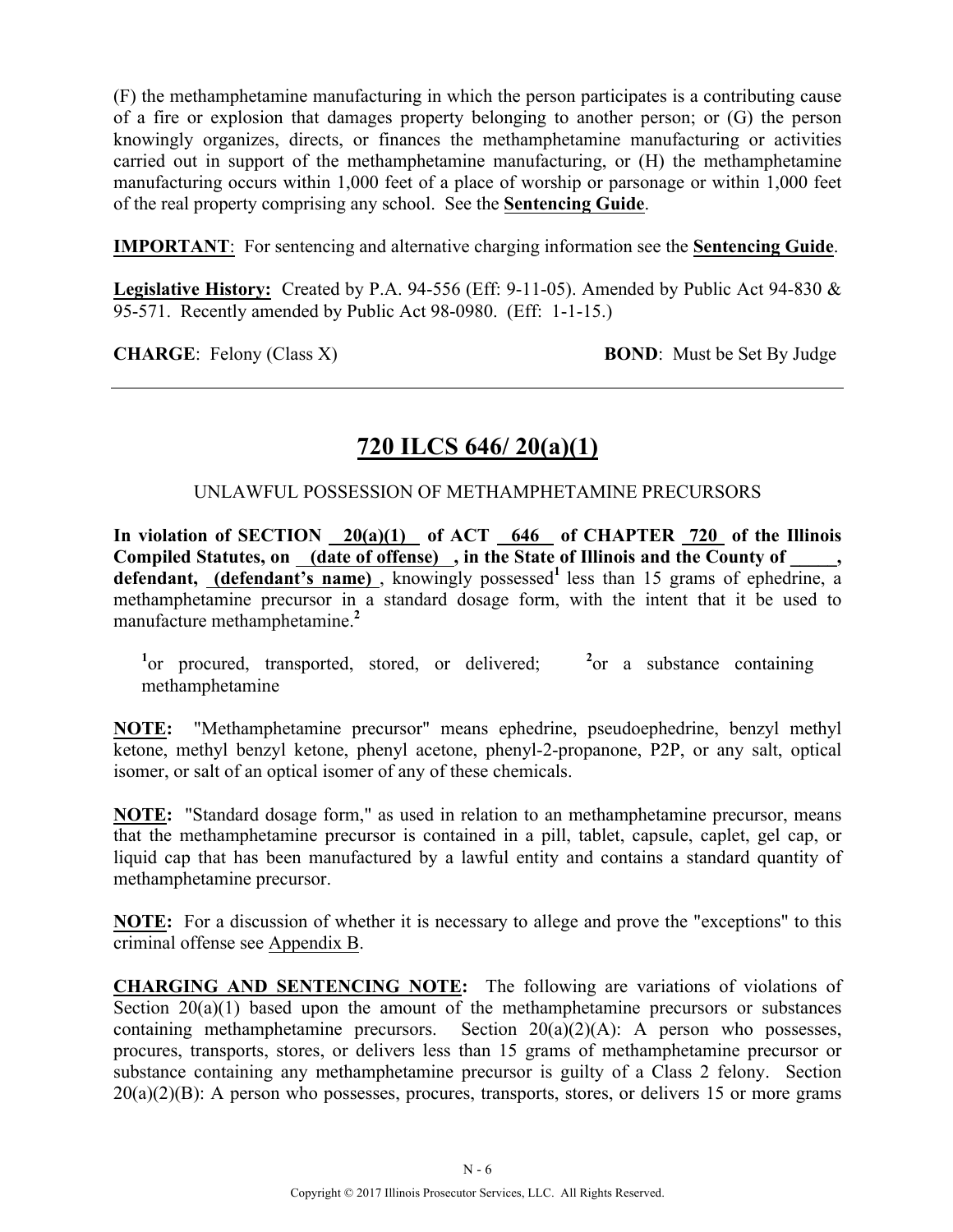(F) the methamphetamine manufacturing in which the person participates is a contributing cause of a fire or explosion that damages property belonging to another person; or (G) the person knowingly organizes, directs, or finances the methamphetamine manufacturing or activities carried out in support of the methamphetamine manufacturing, or (H) the methamphetamine manufacturing occurs within 1,000 feet of a place of worship or parsonage or within 1,000 feet of the real property comprising any school. See the **Sentencing Guide**.

**IMPORTANT**: For sentencing and alternative charging information see the **Sentencing Guide**.

**Legislative History:** Created by P.A. 94-556 (Eff: 9-11-05). Amended by Public Act 94-830 & 95-571. Recently amended by Public Act 98-0980. (Eff: 1-1-15.)

**CHARGE**: Felony (Class X) **BOND**: Must be Set By Judge

---

## 720 ILCS 646/ 20(a)(1)

UNLAWFUL POSSESSION OF METHAMPHETAMINE PRECURSORS

**In violation of SECTION 20(a)(1) of ACT 646 of CHAPTER 720 of the Illinois Compiled Statutes, on (date of offense), in the State of Illinois and the County of \_\_\_\_\_, defendant, (defendant's name)**, knowingly possessed[1] less than 15 grams of ephedrine, a methamphetamine precursor in a standard dosage form, with the intent that it be used to manufacture methamphetamine.[2]

[1]or procured, transported, stored, or delivered; [2]or a substance containing methamphetamine

**NOTE:** "Methamphetamine precursor" means ephedrine, pseudoephedrine, benzyl methyl ketone, methyl benzyl ketone, phenyl acetone, phenyl-2-propanone, P2P, or any salt, optical isomer, or salt of an optical isomer of any of these chemicals.

**NOTE:** "Standard dosage form," as used in relation to an methamphetamine precursor, means that the methamphetamine precursor is contained in a pill, tablet, capsule, caplet, gel cap, or liquid cap that has been manufactured by a lawful entity and contains a standard quantity of methamphetamine precursor.

**NOTE:** For a discussion of whether it is necessary to allege and prove the "exceptions" to this criminal offense see Appendix B.

**CHARGING AND SENTENCING NOTE:** The following are variations of violations of Section 20(a)(1) based upon the amount of the methamphetamine precursors or substances containing methamphetamine precursors. Section 20(a)(2)(A): A person who possesses, procures, transports, stores, or delivers less than 15 grams of methamphetamine precursor or substance containing any methamphetamine precursor is guilty of a Class 2 felony. Section 20(a)(2)(B): A person who possesses, procures, transports, stores, or delivers 15 or more grams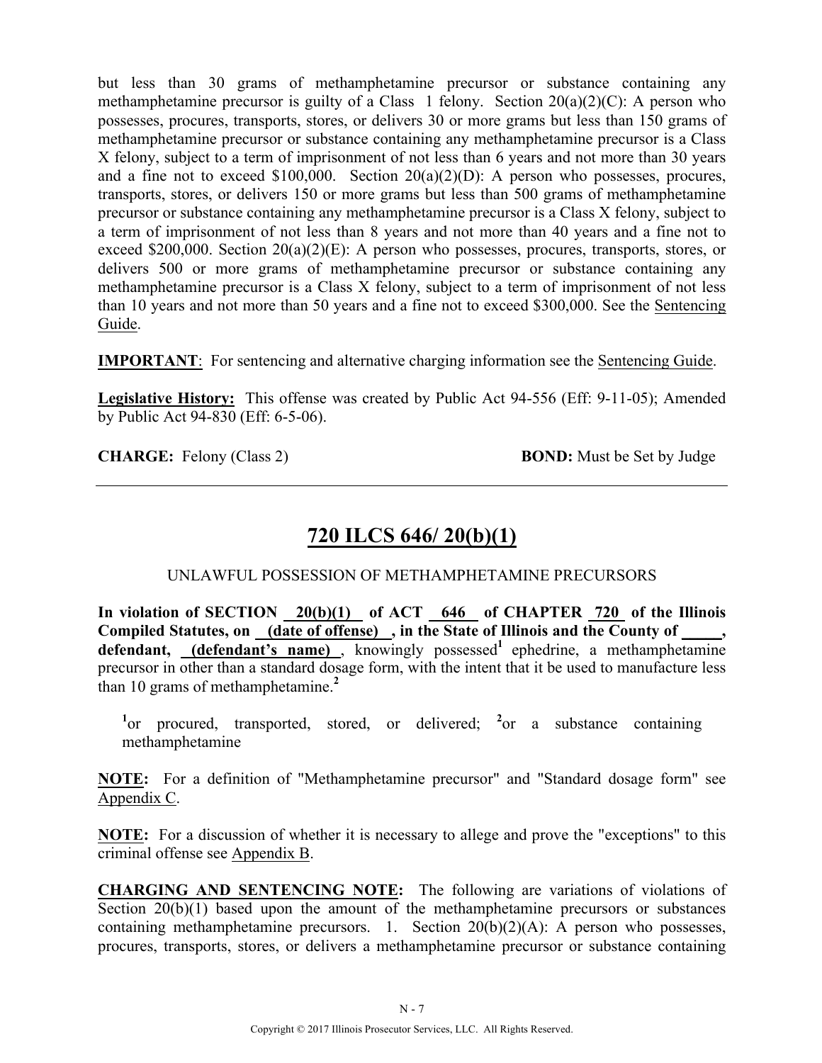but less than 30 grams of methamphetamine precursor or substance containing any methamphetamine precursor is guilty of a Class 1 felony. Section 20(a)(2)(C): A person who possesses, procures, transports, stores, or delivers 30 or more grams but less than 150 grams of methamphetamine precursor or substance containing any methamphetamine precursor is a Class X felony, subject to a term of imprisonment of not less than 6 years and not more than 30 years and a fine not to exceed $100,000. Section 20(a)(2)(D): A person who possesses, procures, transports, stores, or delivers 150 or more grams but less than 500 grams of methamphetamine precursor or substance containing any methamphetamine precursor is a Class X felony, subject to a term of imprisonment of not less than 8 years and not more than 40 years and a fine not to exceed $200,000. Section 20(a)(2)(E): A person who possesses, procures, transports, stores, or delivers 500 or more grams of methamphetamine precursor or substance containing any methamphetamine precursor is a Class X felony, subject to a term of imprisonment of not less than 10 years and not more than 50 years and a fine not to exceed $300,000. See the Sentencing Guide.

**IMPORTANT**: For sentencing and alternative charging information see the Sentencing Guide.

**Legislative History:** This offense was created by Public Act 94-556 (Eff: 9-11-05); Amended by Public Act 94-830 (Eff: 6-5-06).

**CHARGE:** Felony (Class 2) **BOND:** Must be Set by Judge

---

## 720 ILCS 646/ 20(b)(1)

UNLAWFUL POSSESSION OF METHAMPHETAMINE PRECURSORS

**In violation of SECTION 20(b)(1) of ACT 646 of CHAPTER 720 of the Illinois Compiled Statutes, on (date of offense) , in the State of Illinois and the County of _____, defendant, (defendant's name)** , knowingly possessed[1] ephedrine, a methamphetamine precursor in other than a standard dosage form, with the intent that it be used to manufacture less than 10 grams of methamphetamine.[2]

[1]or procured, transported, stored, or delivered; [2]or a substance containing methamphetamine

**NOTE:** For a definition of "Methamphetamine precursor" and "Standard dosage form" see Appendix C.

**NOTE:** For a discussion of whether it is necessary to allege and prove the "exceptions" to this criminal offense see Appendix B.

**CHARGING AND SENTENCING NOTE:** The following are variations of violations of Section 20(b)(1) based upon the amount of the methamphetamine precursors or substances containing methamphetamine precursors. 1. Section 20(b)(2)(A): A person who possesses, procures, transports, stores, or delivers a methamphetamine precursor or substance containing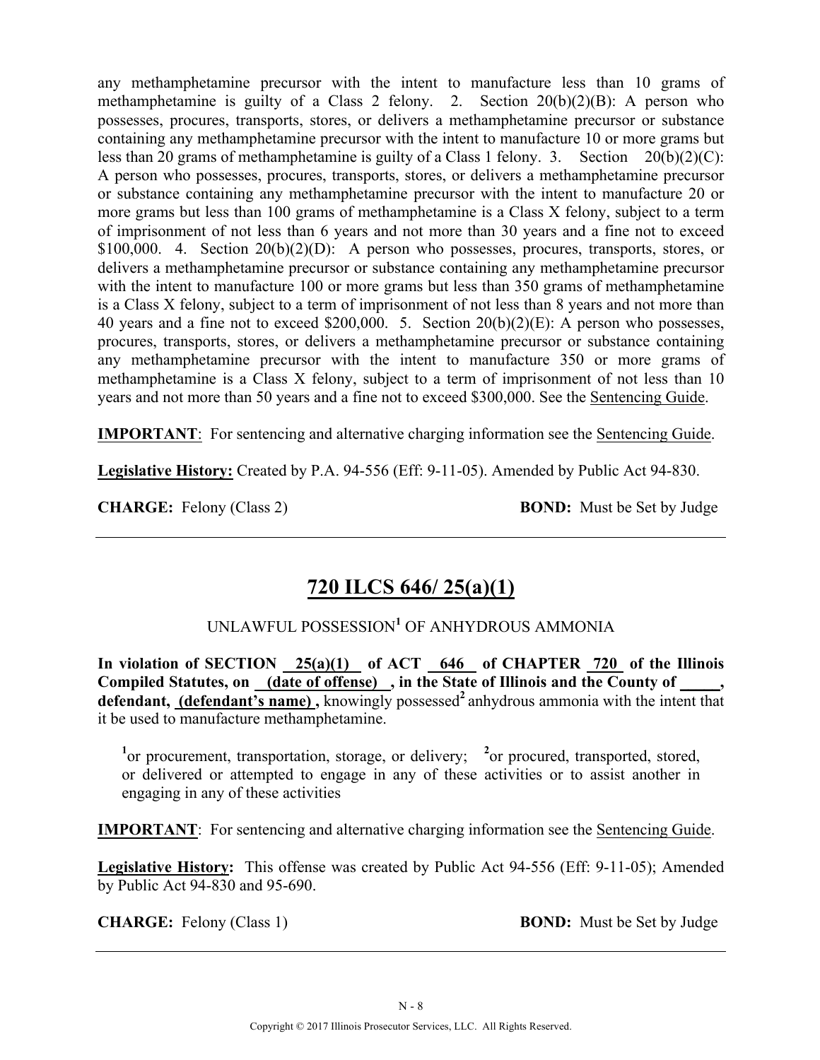any methamphetamine precursor with the intent to manufacture less than 10 grams of methamphetamine is guilty of a Class 2 felony. 2. Section 20(b)(2)(B): A person who possesses, procures, transports, stores, or delivers a methamphetamine precursor or substance containing any methamphetamine precursor with the intent to manufacture 10 or more grams but less than 20 grams of methamphetamine is guilty of a Class 1 felony. 3. Section 20(b)(2)(C): A person who possesses, procures, transports, stores, or delivers a methamphetamine precursor or substance containing any methamphetamine precursor with the intent to manufacture 20 or more grams but less than 100 grams of methamphetamine is a Class X felony, subject to a term of imprisonment of not less than 6 years and not more than 30 years and a fine not to exceed $100,000. 4. Section 20(b)(2)(D): A person who possesses, procures, transports, stores, or delivers a methamphetamine precursor or substance containing any methamphetamine precursor with the intent to manufacture 100 or more grams but less than 350 grams of methamphetamine is a Class X felony, subject to a term of imprisonment of not less than 8 years and not more than 40 years and a fine not to exceed $200,000. 5. Section 20(b)(2)(E): A person who possesses, procures, transports, stores, or delivers a methamphetamine precursor or substance containing any methamphetamine precursor with the intent to manufacture 350 or more grams of methamphetamine is a Class X felony, subject to a term of imprisonment of not less than 10 years and not more than 50 years and a fine not to exceed $300,000. See the Sentencing Guide.

**IMPORTANT**: For sentencing and alternative charging information see the Sentencing Guide.

**Legislative History:** Created by P.A. 94-556 (Eff: 9-11-05). Amended by Public Act 94-830.

**CHARGE:** Felony (Class 2) **BOND:** Must be Set by Judge

---

## 720 ILCS 646/ 25(a)(1)

UNLAWFUL POSSESSION[1] OF ANHYDROUS AMMONIA

**In violation of SECTION 25(a)(1) of ACT 646 of CHAPTER 720 of the Illinois Compiled Statutes, on (date of offense) , in the State of Illinois and the County of _____, defendant, (defendant's name) ,** knowingly possessed[2] anhydrous ammonia with the intent that it be used to manufacture methamphetamine.

[1]or procurement, transportation, storage, or delivery; [2]or procured, transported, stored, or delivered or attempted to engage in any of these activities or to assist another in engaging in any of these activities

**IMPORTANT**: For sentencing and alternative charging information see the Sentencing Guide.

**Legislative History:** This offense was created by Public Act 94-556 (Eff: 9-11-05); Amended by Public Act 94-830 and 95-690.

**CHARGE:** Felony (Class 1) **BOND:** Must be Set by Judge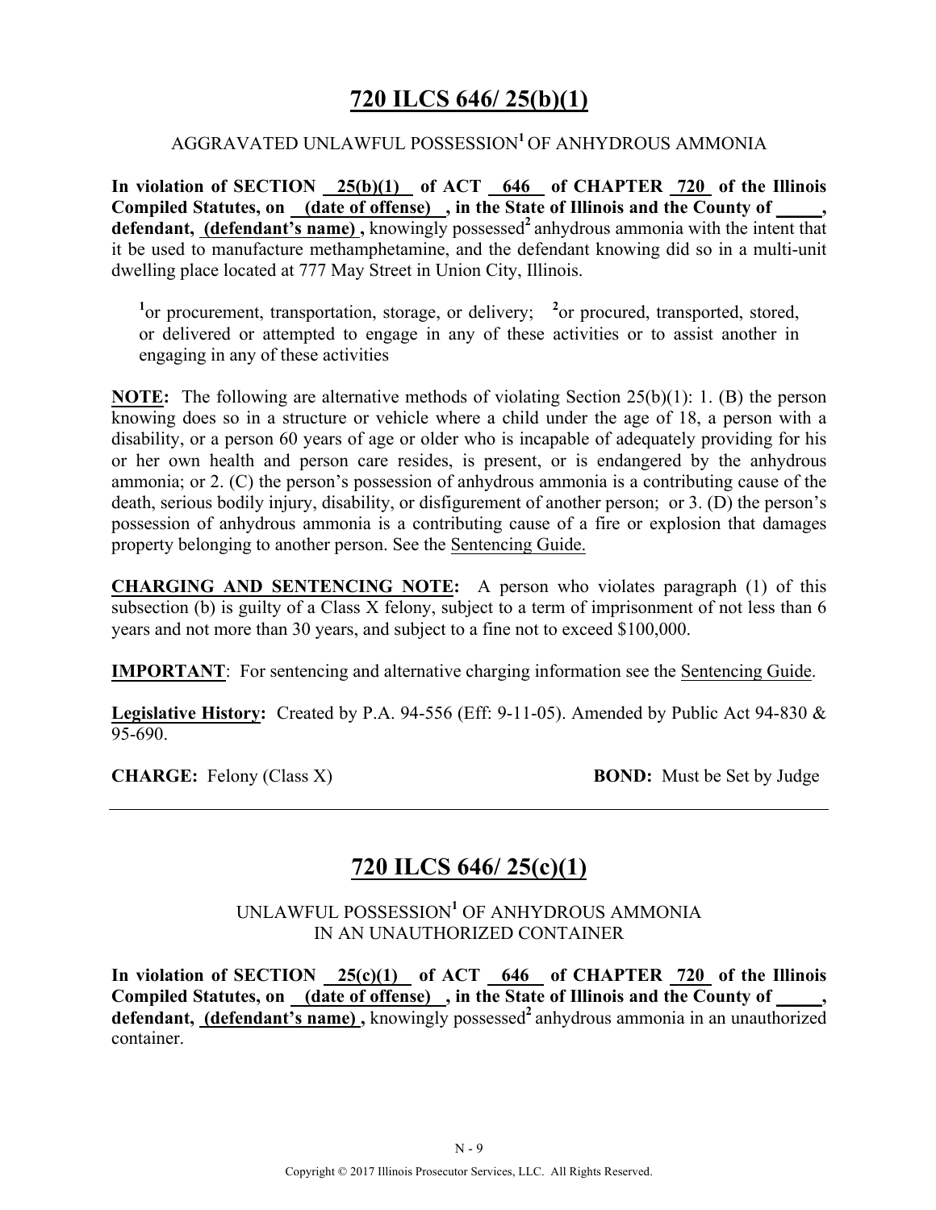# 720 ILCS 646/ 25(b)(1)

AGGRAVATED UNLAWFUL POSSESSION[1] OF ANHYDROUS AMMONIA

**In violation of SECTION 25(b)(1) of ACT 646 of CHAPTER 720 of the Illinois Compiled Statutes, on (date of offense) , in the State of Illinois and the County of \_\_\_\_\_, defendant, (defendant's name) ,** knowingly possessed[2] anhydrous ammonia with the intent that it be used to manufacture methamphetamine, and the defendant knowing did so in a multi-unit dwelling place located at 777 May Street in Union City, Illinois.

[1]or procurement, transportation, storage, or delivery; [2]or procured, transported, stored, or delivered or attempted to engage in any of these activities or to assist another in engaging in any of these activities

**NOTE:** The following are alternative methods of violating Section 25(b)(1): 1. (B) the person knowing does so in a structure or vehicle where a child under the age of 18, a person with a disability, or a person 60 years of age or older who is incapable of adequately providing for his or her own health and person care resides, is present, or is endangered by the anhydrous ammonia; or 2. (C) the person's possession of anhydrous ammonia is a contributing cause of the death, serious bodily injury, disability, or disfigurement of another person; or 3. (D) the person's possession of anhydrous ammonia is a contributing cause of a fire or explosion that damages property belonging to another person. See the Sentencing Guide.

**CHARGING AND SENTENCING NOTE:** A person who violates paragraph (1) of this subsection (b) is guilty of a Class X felony, subject to a term of imprisonment of not less than 6 years and not more than 30 years, and subject to a fine not to exceed $100,000.

**IMPORTANT**: For sentencing and alternative charging information see the Sentencing Guide.

**Legislative History:** Created by P.A. 94-556 (Eff: 9-11-05). Amended by Public Act 94-830 & 95-690.

**CHARGE:** Felony (Class X) **BOND:** Must be Set by Judge

---

# 720 ILCS 646/ 25(c)(1)

UNLAWFUL POSSESSION[1] OF ANHYDROUS AMMONIA IN AN UNAUTHORIZED CONTAINER

**In violation of SECTION 25(c)(1) of ACT 646 of CHAPTER 720 of the Illinois Compiled Statutes, on (date of offense) , in the State of Illinois and the County of \_\_\_\_\_, defendant, (defendant's name) ,** knowingly possessed[2] anhydrous ammonia in an unauthorized container.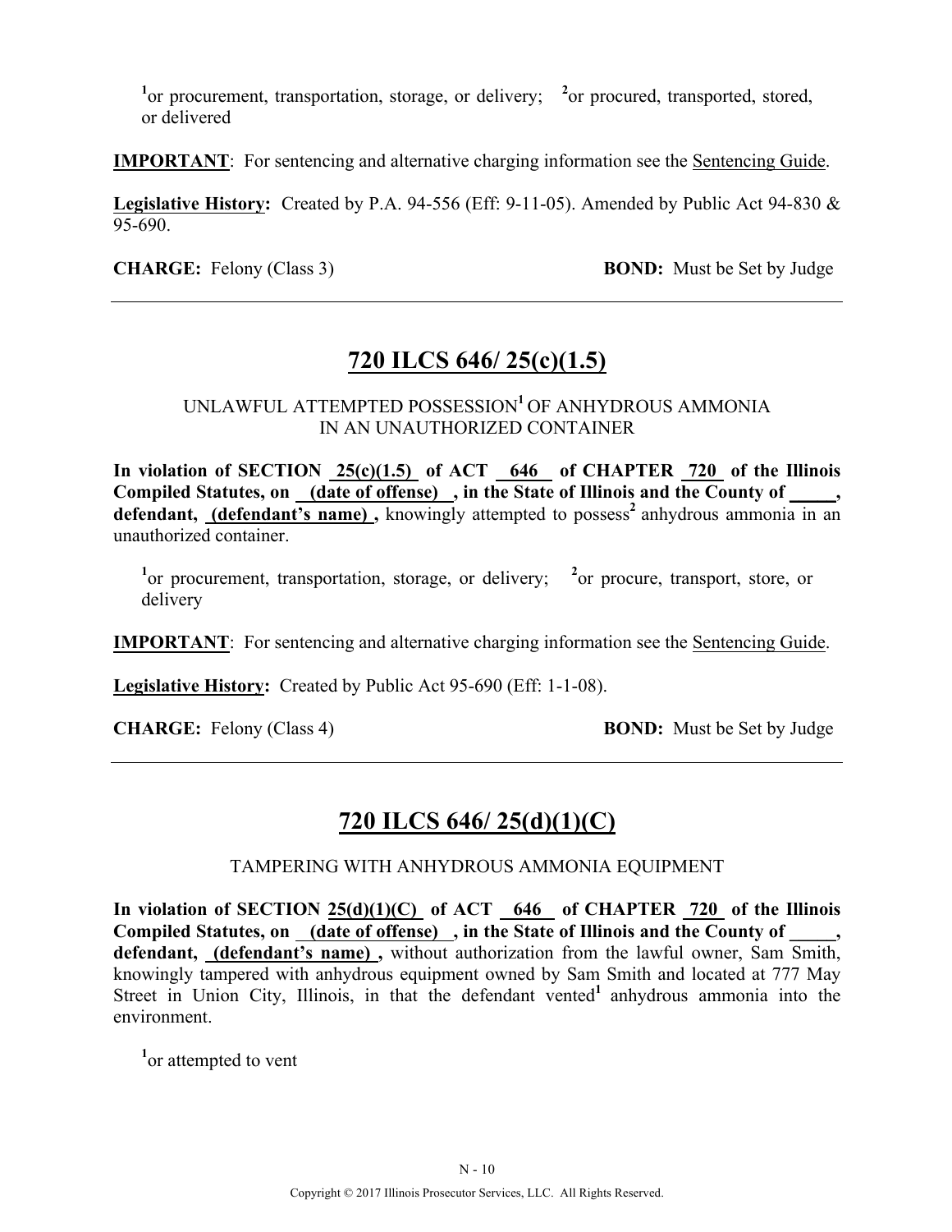[1]or procurement, transportation, storage, or delivery; [2]or procured, transported, stored, or delivered

**IMPORTANT**: For sentencing and alternative charging information see the Sentencing Guide.

**Legislative History:** Created by P.A. 94-556 (Eff: 9-11-05). Amended by Public Act 94-830 & 95-690.

**CHARGE:** Felony (Class 3) **BOND:** Must be Set by Judge

---

## 720 ILCS 646/ 25(c)(1.5)

UNLAWFUL ATTEMPTED POSSESSION[1] OF ANHYDROUS AMMONIA IN AN UNAUTHORIZED CONTAINER

**In violation of SECTION 25(c)(1.5) of ACT 646 of CHAPTER 720 of the Illinois Compiled Statutes, on (date of offense) , in the State of Illinois and the County of _____, defendant, (defendant's name) ,** knowingly attempted to possess[2] anhydrous ammonia in an unauthorized container.

[1]or procurement, transportation, storage, or delivery; [2]or procure, transport, store, or delivery

**IMPORTANT**: For sentencing and alternative charging information see the Sentencing Guide.

**Legislative History:** Created by Public Act 95-690 (Eff: 1-1-08).

**CHARGE:** Felony (Class 4) **BOND:** Must be Set by Judge

---

## 720 ILCS 646/ 25(d)(1)(C)

TAMPERING WITH ANHYDROUS AMMONIA EQUIPMENT

**In violation of SECTION 25(d)(1)(C) of ACT 646 of CHAPTER 720 of the Illinois Compiled Statutes, on (date of offense) , in the State of Illinois and the County of _____, defendant, (defendant's name) ,** without authorization from the lawful owner, Sam Smith, knowingly tampered with anhydrous equipment owned by Sam Smith and located at 777 May Street in Union City, Illinois, in that the defendant vented[1] anhydrous ammonia into the environment.

[1]or attempted to vent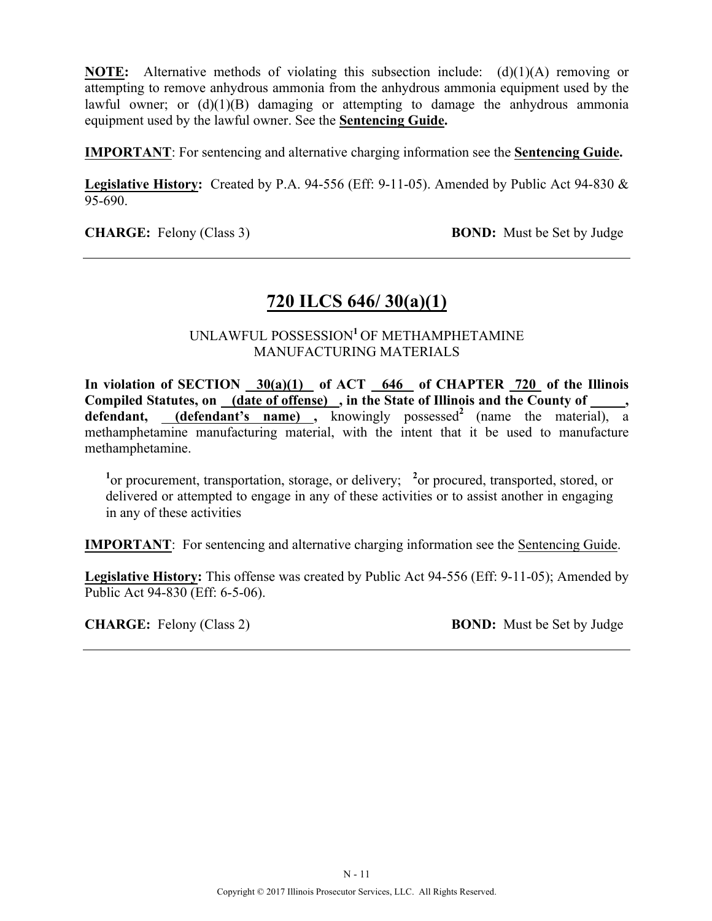**NOTE:** Alternative methods of violating this subsection include: (d)(1)(A) removing or attempting to remove anhydrous ammonia from the anhydrous ammonia equipment used by the lawful owner; or (d)(1)(B) damaging or attempting to damage the anhydrous ammonia equipment used by the lawful owner. See the **Sentencing Guide.**

**IMPORTANT**: For sentencing and alternative charging information see the **Sentencing Guide.**

**Legislative History:** Created by P.A. 94-556 (Eff: 9-11-05). Amended by Public Act 94-830 & 95-690.

**CHARGE:** Felony (Class 3) **BOND:** Must be Set by Judge

---

## 720 ILCS 646/ 30(a)(1)

UNLAWFUL POSSESSION[1] OF METHAMPHETAMINE MANUFACTURING MATERIALS

**In violation of SECTION 30(a)(1) of ACT 646 of CHAPTER 720 of the Illinois Compiled Statutes, on (date of offense) , in the State of Illinois and the County of \_\_\_\_\_, defendant, (defendant's name) ,** knowingly possessed[2] (name the material), a methamphetamine manufacturing material, with the intent that it be used to manufacture methamphetamine.

[1]or procurement, transportation, storage, or delivery; [2]or procured, transported, stored, or delivered or attempted to engage in any of these activities or to assist another in engaging in any of these activities

**IMPORTANT**: For sentencing and alternative charging information see the Sentencing Guide.

**Legislative History:** This offense was created by Public Act 94-556 (Eff: 9-11-05); Amended by Public Act 94-830 (Eff: 6-5-06).

**CHARGE:** Felony (Class 2) **BOND:** Must be Set by Judge

---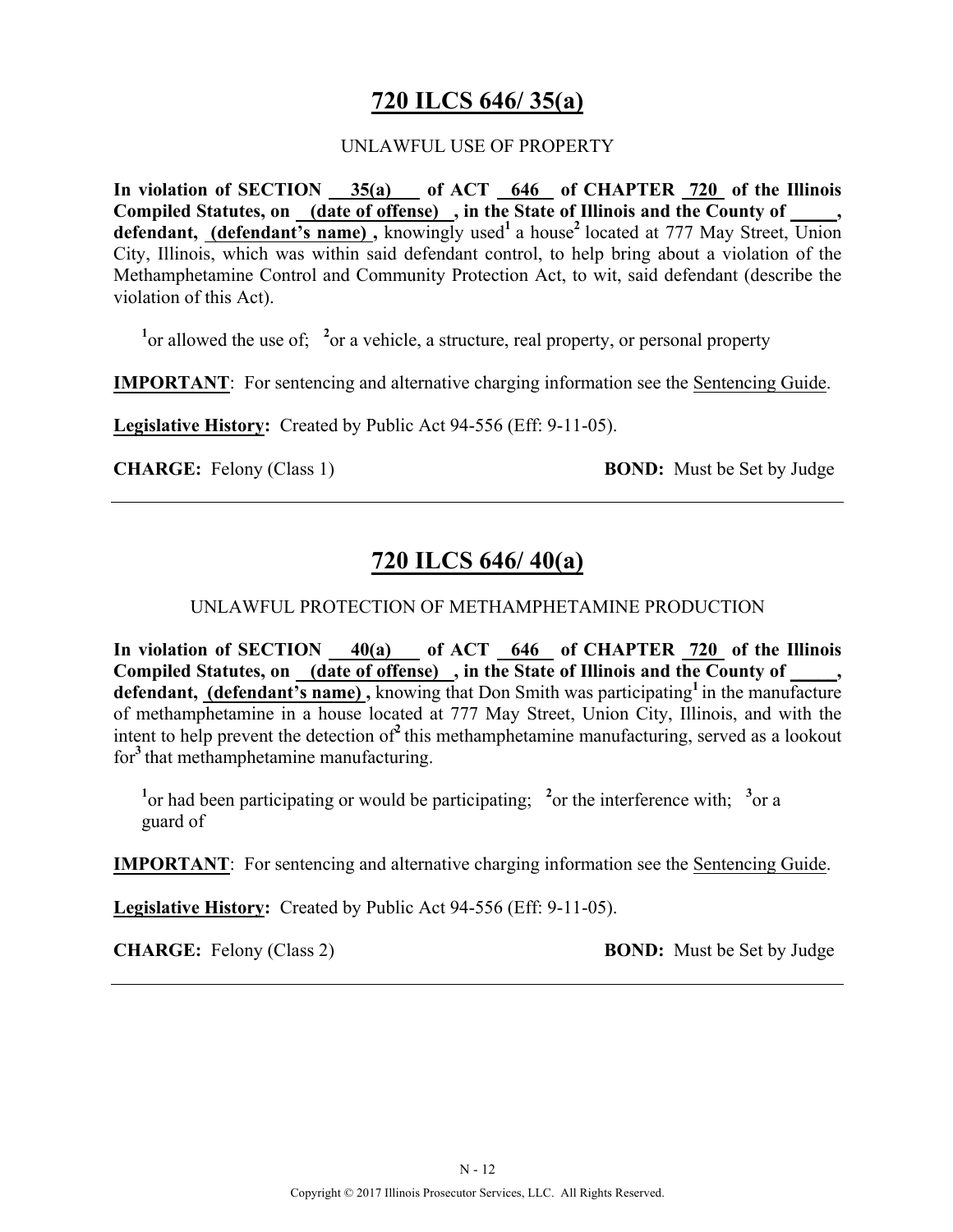## 720 ILCS 646/ 35(a)

UNLAWFUL USE OF PROPERTY

**In violation of SECTION 35(a) of ACT 646 of CHAPTER 720 of the Illinois Compiled Statutes, on (date of offense), in the State of Illinois and the County of _____, defendant, (defendant's name),** knowingly used[1] a house[2] located at 777 May Street, Union City, Illinois, which was within said defendant control, to help bring about a violation of the Methamphetamine Control and Community Protection Act, to wit, said defendant (describe the violation of this Act).

[1]or allowed the use of; [2]or a vehicle, a structure, real property, or personal property

**IMPORTANT**: For sentencing and alternative charging information see the Sentencing Guide.

**Legislative History:** Created by Public Act 94-556 (Eff: 9-11-05).

**CHARGE:** Felony (Class 1) **BOND:** Must be Set by Judge

---

## 720 ILCS 646/ 40(a)

UNLAWFUL PROTECTION OF METHAMPHETAMINE PRODUCTION

**In violation of SECTION 40(a) of ACT 646 of CHAPTER 720 of the Illinois Compiled Statutes, on (date of offense), in the State of Illinois and the County of _____, defendant, (defendant's name),** knowing that Don Smith was participating[1] in the manufacture of methamphetamine in a house located at 777 May Street, Union City, Illinois, and with the intent to help prevent the detection of[2] this methamphetamine manufacturing, served as a lookout for[3] that methamphetamine manufacturing.

[1]or had been participating or would be participating; [2]or the interference with; [3]or a guard of

**IMPORTANT**: For sentencing and alternative charging information see the Sentencing Guide.

**Legislative History:** Created by Public Act 94-556 (Eff: 9-11-05).

**CHARGE:** Felony (Class 2) **BOND:** Must be Set by Judge

---

N - 12

Copyright © 2017 Illinois Prosecutor Services, LLC. All Rights Reserved.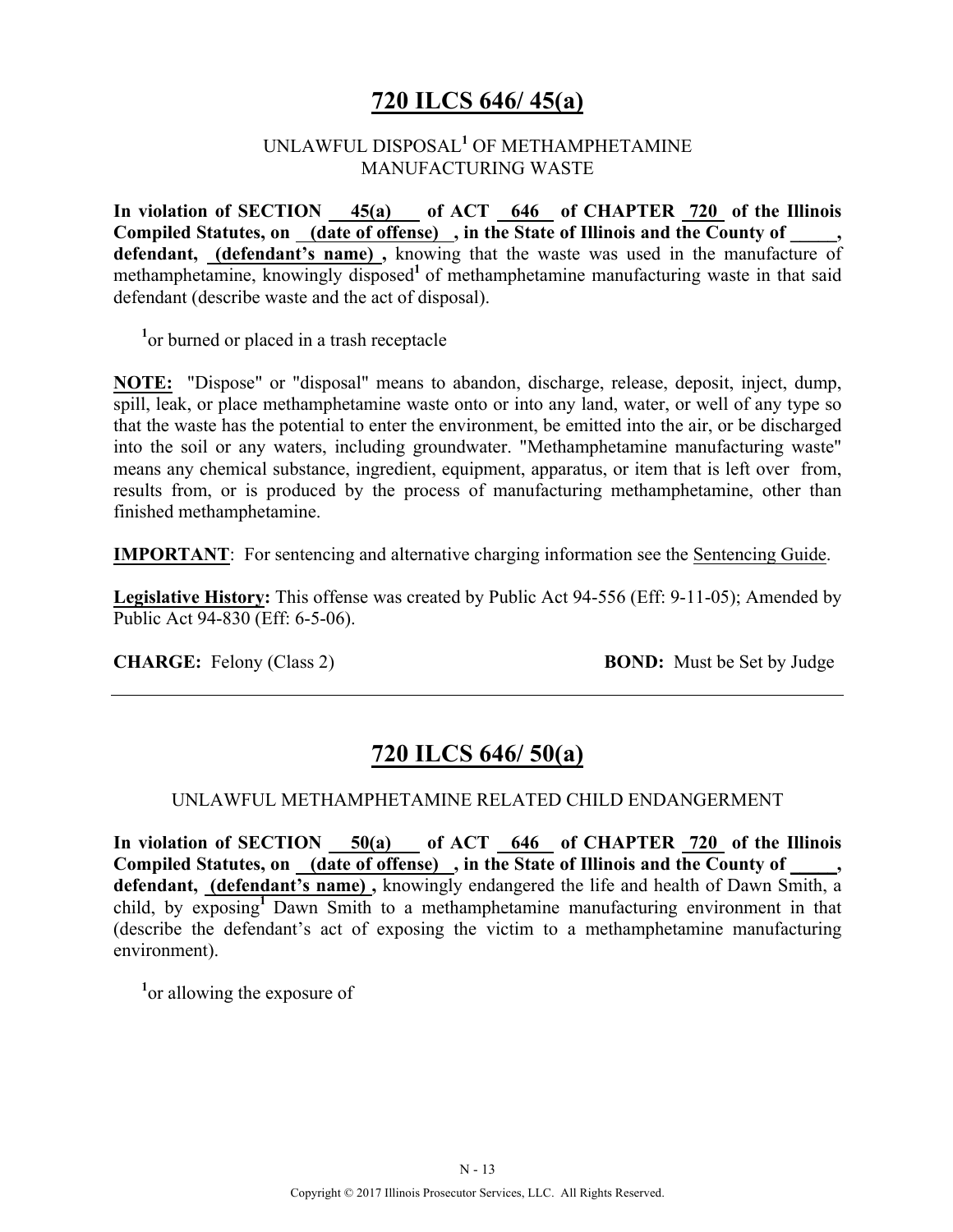# 720 ILCS 646/ 45(a)

UNLAWFUL DISPOSAL[1] OF METHAMPHETAMINE MANUFACTURING WASTE

**In violation of SECTION 45(a) of ACT 646 of CHAPTER 720 of the Illinois Compiled Statutes, on (date of offense), in the State of Illinois and the County of _____, defendant, (defendant's name),** knowing that the waste was used in the manufacture of methamphetamine, knowingly disposed[1] of methamphetamine manufacturing waste in that said defendant (describe waste and the act of disposal).

[1]or burned or placed in a trash receptacle

**NOTE:** "Dispose" or "disposal" means to abandon, discharge, release, deposit, inject, dump, spill, leak, or place methamphetamine waste onto or into any land, water, or well of any type so that the waste has the potential to enter the environment, be emitted into the air, or be discharged into the soil or any waters, including groundwater. "Methamphetamine manufacturing waste" means any chemical substance, ingredient, equipment, apparatus, or item that is left over from, results from, or is produced by the process of manufacturing methamphetamine, other than finished methamphetamine.

**IMPORTANT**: For sentencing and alternative charging information see the Sentencing Guide.

**Legislative History:** This offense was created by Public Act 94-556 (Eff: 9-11-05); Amended by Public Act 94-830 (Eff: 6-5-06).

**CHARGE:** Felony (Class 2) **BOND:** Must be Set by Judge

---

# 720 ILCS 646/ 50(a)

UNLAWFUL METHAMPHETAMINE RELATED CHILD ENDANGERMENT

**In violation of SECTION 50(a) of ACT 646 of CHAPTER 720 of the Illinois Compiled Statutes, on (date of offense), in the State of Illinois and the County of _____, defendant, (defendant's name),** knowingly endangered the life and health of Dawn Smith, a child, by exposing[1] Dawn Smith to a methamphetamine manufacturing environment in that (describe the defendant's act of exposing the victim to a methamphetamine manufacturing environment).

[1]or allowing the exposure of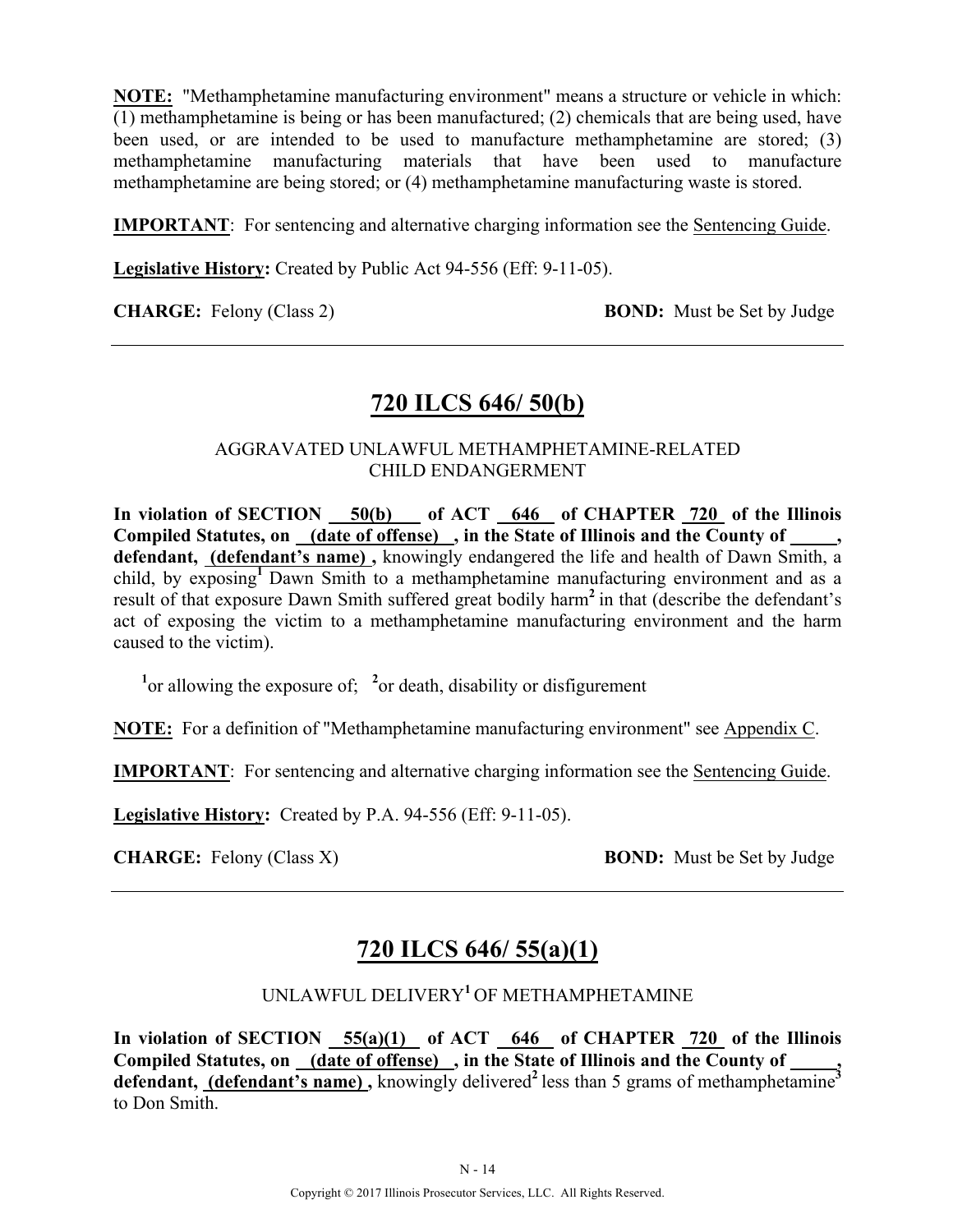**NOTE:** "Methamphetamine manufacturing environment" means a structure or vehicle in which: (1) methamphetamine is being or has been manufactured; (2) chemicals that are being used, have been used, or are intended to be used to manufacture methamphetamine are stored; (3) methamphetamine manufacturing materials that have been used to manufacture methamphetamine are being stored; or (4) methamphetamine manufacturing waste is stored.

**IMPORTANT**: For sentencing and alternative charging information see the Sentencing Guide.

**Legislative History:** Created by Public Act 94-556 (Eff: 9-11-05).

**CHARGE:** Felony (Class 2) **BOND:** Must be Set by Judge

---

## 720 ILCS 646/ 50(b)

AGGRAVATED UNLAWFUL METHAMPHETAMINE-RELATED CHILD ENDANGERMENT

**In violation of SECTION 50(b) of ACT 646 of CHAPTER 720 of the Illinois Compiled Statutes, on (date of offense) , in the State of Illinois and the County of \_\_\_\_\_, defendant, (defendant's name) ,** knowingly endangered the life and health of Dawn Smith, a child, by exposing[1] Dawn Smith to a methamphetamine manufacturing environment and as a result of that exposure Dawn Smith suffered great bodily harm[2] in that (describe the defendant's act of exposing the victim to a methamphetamine manufacturing environment and the harm caused to the victim).

[1]or allowing the exposure of; [2]or death, disability or disfigurement

**NOTE:** For a definition of "Methamphetamine manufacturing environment" see Appendix C.

**IMPORTANT**: For sentencing and alternative charging information see the Sentencing Guide.

**Legislative History:** Created by P.A. 94-556 (Eff: 9-11-05).

**CHARGE:** Felony (Class X) **BOND:** Must be Set by Judge

---

## 720 ILCS 646/ 55(a)(1)

UNLAWFUL DELIVERY[1] OF METHAMPHETAMINE

**In violation of SECTION 55(a)(1) of ACT 646 of CHAPTER 720 of the Illinois Compiled Statutes, on (date of offense) , in the State of Illinois and the County of \_\_\_\_\_, defendant, (defendant's name) ,** knowingly delivered[2] less than 5 grams of methamphetamine[3] to Don Smith.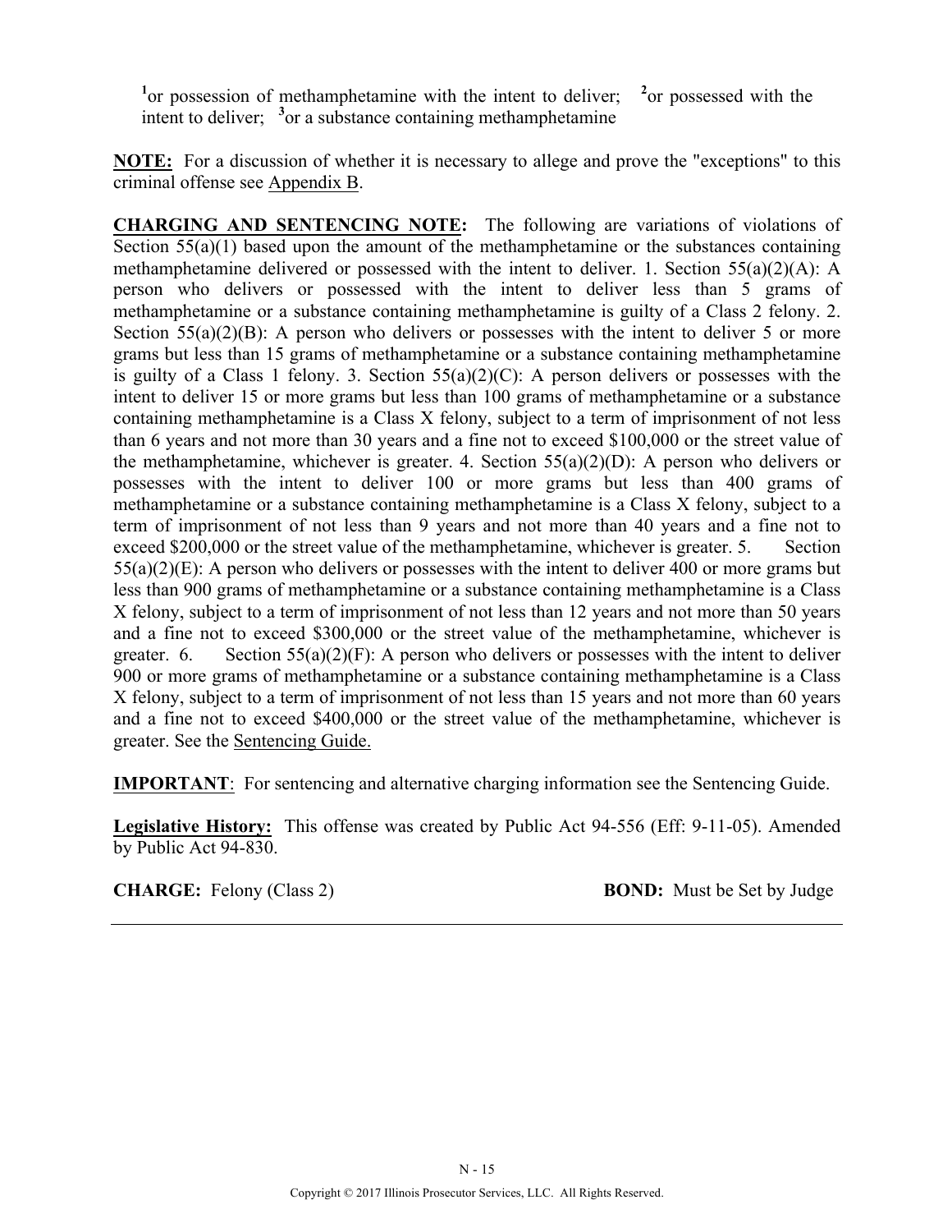[1]or possession of methamphetamine with the intent to deliver; [2]or possessed with the intent to deliver; [3]or a substance containing methamphetamine

**NOTE:** For a discussion of whether it is necessary to allege and prove the "exceptions" to this criminal offense see Appendix B.

**CHARGING AND SENTENCING NOTE:** The following are variations of violations of Section 55(a)(1) based upon the amount of the methamphetamine or the substances containing methamphetamine delivered or possessed with the intent to deliver. 1. Section 55(a)(2)(A): A person who delivers or possessed with the intent to deliver less than 5 grams of methamphetamine or a substance containing methamphetamine is guilty of a Class 2 felony. 2. Section 55(a)(2)(B): A person who delivers or possesses with the intent to deliver 5 or more grams but less than 15 grams of methamphetamine or a substance containing methamphetamine is guilty of a Class 1 felony. 3. Section 55(a)(2)(C): A person delivers or possesses with the intent to deliver 15 or more grams but less than 100 grams of methamphetamine or a substance containing methamphetamine is a Class X felony, subject to a term of imprisonment of not less than 6 years and not more than 30 years and a fine not to exceed $100,000 or the street value of the methamphetamine, whichever is greater. 4. Section 55(a)(2)(D): A person who delivers or possesses with the intent to deliver 100 or more grams but less than 400 grams of methamphetamine or a substance containing methamphetamine is a Class X felony, subject to a term of imprisonment of not less than 9 years and not more than 40 years and a fine not to exceed $200,000 or the street value of the methamphetamine, whichever is greater. 5. Section 55(a)(2)(E): A person who delivers or possesses with the intent to deliver 400 or more grams but less than 900 grams of methamphetamine or a substance containing methamphetamine is a Class X felony, subject to a term of imprisonment of not less than 12 years and not more than 50 years and a fine not to exceed $300,000 or the street value of the methamphetamine, whichever is greater. 6. Section 55(a)(2)(F): A person who delivers or possesses with the intent to deliver 900 or more grams of methamphetamine or a substance containing methamphetamine is a Class X felony, subject to a term of imprisonment of not less than 15 years and not more than 60 years and a fine not to exceed $400,000 or the street value of the methamphetamine, whichever is greater. See the Sentencing Guide.

**IMPORTANT**: For sentencing and alternative charging information see the Sentencing Guide.

**Legislative History:** This offense was created by Public Act 94-556 (Eff: 9-11-05). Amended by Public Act 94-830.

**CHARGE:** Felony (Class 2) **BOND:** Must be Set by Judge

Copyright © 2017 Illinois Prosecutor Services, LLC. All Rights Reserved.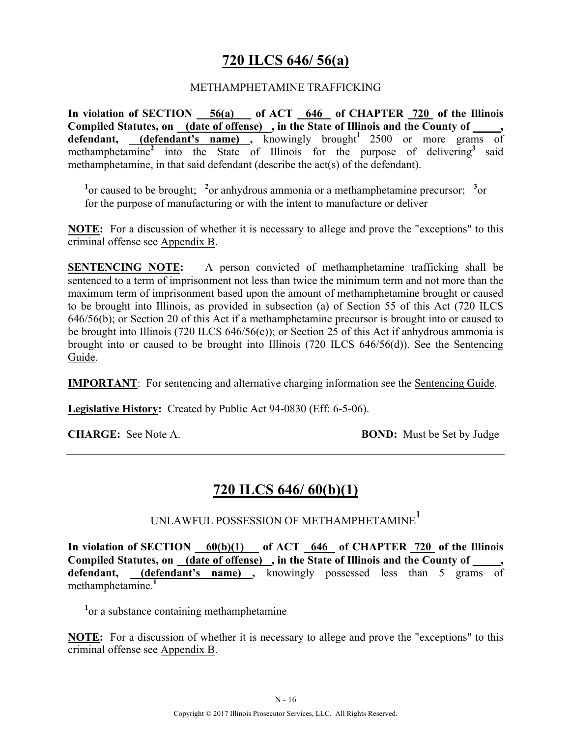## 720 ILCS 646/ 56(a)

METHAMPHETAMINE TRAFFICKING

**In violation of SECTION 56(a) of ACT 646 of CHAPTER 720 of the Illinois Compiled Statutes, on (date of offense), in the State of Illinois and the County of _____, defendant, (defendant's name),** knowingly brought[1] 2500 or more grams of methamphetamine[2] into the State of Illinois for the purpose of delivering[3] said methamphetamine, in that said defendant (describe the act(s) of the defendant).

[1]or caused to be brought; [2]or anhydrous ammonia or a methamphetamine precursor; [3]or for the purpose of manufacturing or with the intent to manufacture or deliver

**NOTE:** For a discussion of whether it is necessary to allege and prove the "exceptions" to this criminal offense see Appendix B.

**SENTENCING NOTE:** A person convicted of methamphetamine trafficking shall be sentenced to a term of imprisonment not less than twice the minimum term and not more than the maximum term of imprisonment based upon the amount of methamphetamine brought or caused to be brought into Illinois, as provided in subsection (a) of Section 55 of this Act (720 ILCS 646/56(b); or Section 20 of this Act if a methamphetamine precursor is brought into or caused to be brought into Illinois (720 ILCS 646/56(c)); or Section 25 of this Act if anhydrous ammonia is brought into or caused to be brought into Illinois (720 ILCS 646/56(d)). See the Sentencing Guide.

**IMPORTANT**: For sentencing and alternative charging information see the Sentencing Guide.

**Legislative History:** Created by Public Act 94-0830 (Eff: 6-5-06).

**CHARGE:** See Note A. **BOND:** Must be Set by Judge

---

## 720 ILCS 646/ 60(b)(1)

UNLAWFUL POSSESSION OF METHAMPHETAMINE[1]

**In violation of SECTION 60(b)(1) of ACT 646 of CHAPTER 720 of the Illinois Compiled Statutes, on (date of offense), in the State of Illinois and the County of _____, defendant, (defendant's name),** knowingly possessed less than 5 grams of methamphetamine.[1]

[1]or a substance containing methamphetamine

**NOTE:** For a discussion of whether it is necessary to allege and prove the "exceptions" to this criminal offense see Appendix B.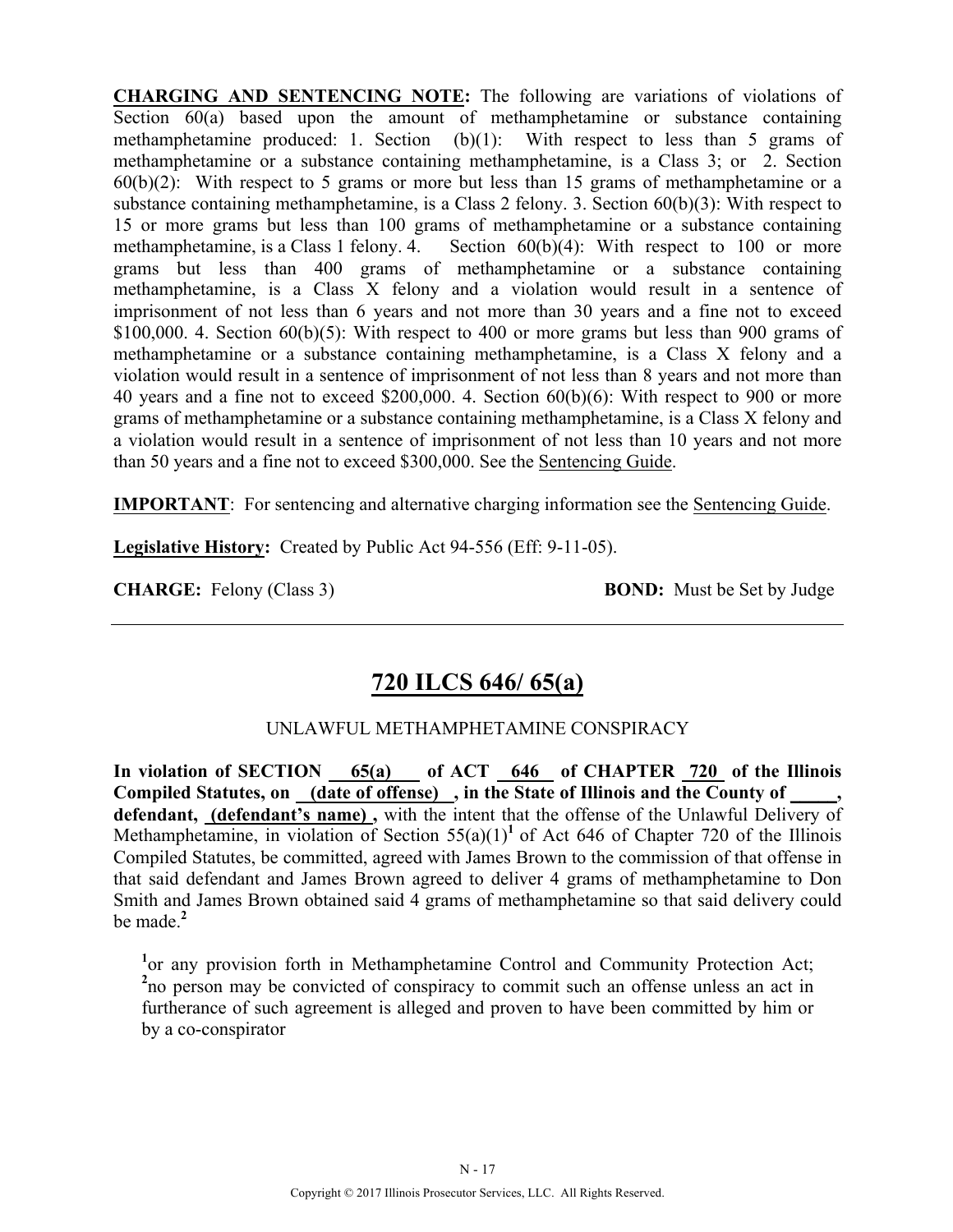**CHARGING AND SENTENCING NOTE:** The following are variations of violations of Section 60(a) based upon the amount of methamphetamine or substance containing methamphetamine produced: 1. Section (b)(1): With respect to less than 5 grams of methamphetamine or a substance containing methamphetamine, is a Class 3; or 2. Section 60(b)(2): With respect to 5 grams or more but less than 15 grams of methamphetamine or a substance containing methamphetamine, is a Class 2 felony. 3. Section 60(b)(3): With respect to 15 or more grams but less than 100 grams of methamphetamine or a substance containing methamphetamine, is a Class 1 felony. 4. Section 60(b)(4): With respect to 100 or more grams but less than 400 grams of methamphetamine or a substance containing methamphetamine, is a Class X felony and a violation would result in a sentence of imprisonment of not less than 6 years and not more than 30 years and a fine not to exceed $100,000. 4. Section 60(b)(5): With respect to 400 or more grams but less than 900 grams of methamphetamine or a substance containing methamphetamine, is a Class X felony and a violation would result in a sentence of imprisonment of not less than 8 years and not more than 40 years and a fine not to exceed $200,000. 4. Section 60(b)(6): With respect to 900 or more grams of methamphetamine or a substance containing methamphetamine, is a Class X felony and a violation would result in a sentence of imprisonment of not less than 10 years and not more than 50 years and a fine not to exceed $300,000. See the Sentencing Guide.

**IMPORTANT**: For sentencing and alternative charging information see the Sentencing Guide.

**Legislative History:** Created by Public Act 94-556 (Eff: 9-11-05).

**CHARGE:** Felony (Class 3) **BOND:** Must be Set by Judge

---

## 720 ILCS 646/ 65(a)

UNLAWFUL METHAMPHETAMINE CONSPIRACY

**In violation of SECTION 65(a) of ACT 646 of CHAPTER 720 of the Illinois Compiled Statutes, on (date of offense) , in the State of Illinois and the County of \_\_\_\_\_, defendant, (defendant's name) ,** with the intent that the offense of the Unlawful Delivery of Methamphetamine, in violation of Section 55(a)(1)[1] of Act 646 of Chapter 720 of the Illinois Compiled Statutes, be committed, agreed with James Brown to the commission of that offense in that said defendant and James Brown agreed to deliver 4 grams of methamphetamine to Don Smith and James Brown obtained said 4 grams of methamphetamine so that said delivery could be made.[2]

[1]or any provision forth in Methamphetamine Control and Community Protection Act;
[2]no person may be convicted of conspiracy to commit such an offense unless an act in furtherance of such agreement is alleged and proven to have been committed by him or by a co-conspirator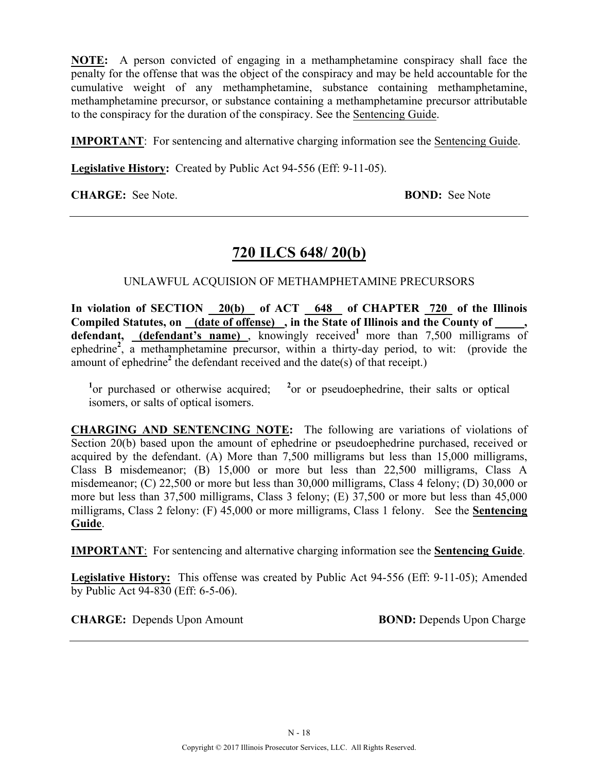**NOTE:** A person convicted of engaging in a methamphetamine conspiracy shall face the penalty for the offense that was the object of the conspiracy and may be held accountable for the cumulative weight of any methamphetamine, substance containing methamphetamine, methamphetamine precursor, or substance containing a methamphetamine precursor attributable to the conspiracy for the duration of the conspiracy. See the Sentencing Guide.

**IMPORTANT**: For sentencing and alternative charging information see the Sentencing Guide.

**Legislative History:** Created by Public Act 94-556 (Eff: 9-11-05).

**CHARGE:** See Note. **BOND:** See Note

---

## 720 ILCS 648/ 20(b)

UNLAWFUL ACQUISION OF METHAMPHETAMINE PRECURSORS

**In violation of SECTION 20(b) of ACT 648 of CHAPTER 720 of the Illinois Compiled Statutes, on (date of offense) , in the State of Illinois and the County of \_\_\_\_\_, defendant, (defendant's name)** , knowingly received[1] more than 7,500 milligrams of ephedrine[2], a methamphetamine precursor, within a thirty-day period, to wit: (provide the amount of ephedrine[2] the defendant received and the date(s) of that receipt.)

[1]or purchased or otherwise acquired; [2]or or pseudoephedrine, their salts or optical isomers, or salts of optical isomers.

**CHARGING AND SENTENCING NOTE:** The following are variations of violations of Section 20(b) based upon the amount of ephedrine or pseudoephedrine purchased, received or acquired by the defendant. (A) More than 7,500 milligrams but less than 15,000 milligrams, Class B misdemeanor; (B) 15,000 or more but less than 22,500 milligrams, Class A misdemeanor; (C) 22,500 or more but less than 30,000 milligrams, Class 4 felony; (D) 30,000 or more but less than 37,500 milligrams, Class 3 felony; (E) 37,500 or more but less than 45,000 milligrams, Class 2 felony: (F) 45,000 or more milligrams, Class 1 felony. See the **Sentencing Guide**.

**IMPORTANT**: For sentencing and alternative charging information see the **Sentencing Guide**.

**Legislative History:** This offense was created by Public Act 94-556 (Eff: 9-11-05); Amended by Public Act 94-830 (Eff: 6-5-06).

**CHARGE:** Depends Upon Amount **BOND:** Depends Upon Charge

---

Copyright © 2017 Illinois Prosecutor Services, LLC. All Rights Reserved.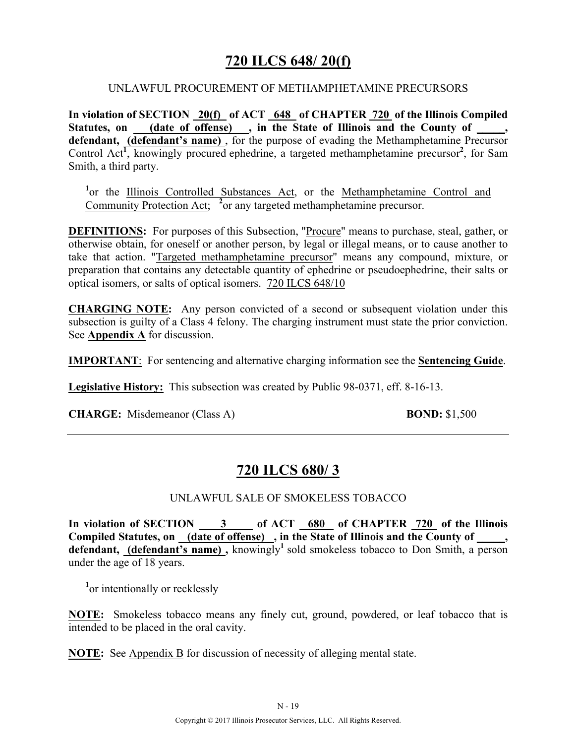# 720 ILCS 648/ 20(f)

UNLAWFUL PROCUREMENT OF METHAMPHETAMINE PRECURSORS

**In violation of SECTION 20(f) of ACT 648 of CHAPTER 720 of the Illinois Compiled Statutes, on (date of offense), in the State of Illinois and the County of \_\_\_\_\_, defendant, (defendant's name)**, for the purpose of evading the Methamphetamine Precursor Control Act[1], knowingly procured ephedrine, a targeted methamphetamine precursor[2], for Sam Smith, a third party.

[1]or the Illinois Controlled Substances Act, or the Methamphetamine Control and Community Protection Act; [2]or any targeted methamphetamine precursor.

**DEFINITIONS:** For purposes of this Subsection, "Procure" means to purchase, steal, gather, or otherwise obtain, for oneself or another person, by legal or illegal means, or to cause another to take that action. "Targeted methamphetamine precursor" means any compound, mixture, or preparation that contains any detectable quantity of ephedrine or pseudoephedrine, their salts or optical isomers, or salts of optical isomers. 720 ILCS 648/10

**CHARGING NOTE:** Any person convicted of a second or subsequent violation under this subsection is guilty of a Class 4 felony. The charging instrument must state the prior conviction. See **Appendix A** for discussion.

**IMPORTANT**: For sentencing and alternative charging information see the **Sentencing Guide**.

**Legislative History:** This subsection was created by Public 98-0371, eff. 8-16-13.

**CHARGE:** Misdemeanor (Class A) **BOND:** $1,500

---

# 720 ILCS 680/ 3

UNLAWFUL SALE OF SMOKELESS TOBACCO

**In violation of SECTION 3 of ACT 680 of CHAPTER 720 of the Illinois Compiled Statutes, on (date of offense), in the State of Illinois and the County of \_\_\_\_\_, defendant, (defendant's name),** knowingly[1] sold smokeless tobacco to Don Smith, a person under the age of 18 years.

[1]or intentionally or recklessly

**NOTE:** Smokeless tobacco means any finely cut, ground, powdered, or leaf tobacco that is intended to be placed in the oral cavity.

**NOTE:** See Appendix B for discussion of necessity of alleging mental state.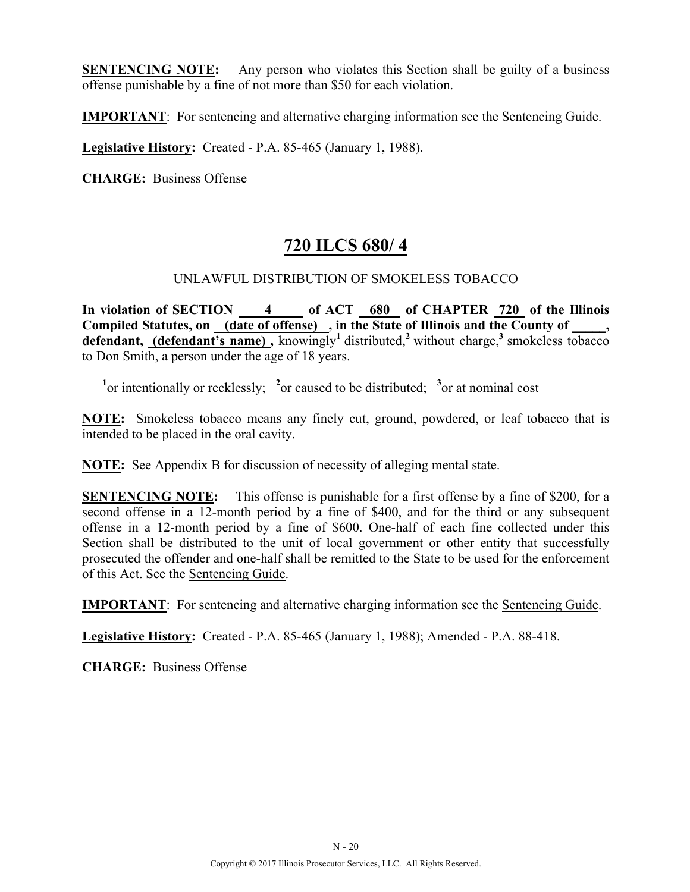**SENTENCING NOTE:** Any person who violates this Section shall be guilty of a business offense punishable by a fine of not more than $50 for each violation.

**IMPORTANT**: For sentencing and alternative charging information see the Sentencing Guide.

**Legislative History:** Created - P.A. 85-465 (January 1, 1988).

**CHARGE:** Business Offense

---

## 720 ILCS 680/ 4

UNLAWFUL DISTRIBUTION OF SMOKELESS TOBACCO

**In violation of SECTION 4 of ACT 680 of CHAPTER 720 of the Illinois Compiled Statutes, on (date of offense) , in the State of Illinois and the County of \_\_\_\_\_, defendant, (defendant's name) ,** knowingly[1] distributed,[2] without charge,[3] smokeless tobacco to Don Smith, a person under the age of 18 years.

[1]or intentionally or recklessly; [2]or caused to be distributed; [3]or at nominal cost

**NOTE:** Smokeless tobacco means any finely cut, ground, powdered, or leaf tobacco that is intended to be placed in the oral cavity.

**NOTE:** See Appendix B for discussion of necessity of alleging mental state.

**SENTENCING NOTE:** This offense is punishable for a first offense by a fine of $200, for a second offense in a 12-month period by a fine of $400, and for the third or any subsequent offense in a 12-month period by a fine of $600. One-half of each fine collected under this Section shall be distributed to the unit of local government or other entity that successfully prosecuted the offender and one-half shall be remitted to the State to be used for the enforcement of this Act. See the Sentencing Guide.

**IMPORTANT**: For sentencing and alternative charging information see the Sentencing Guide.

**Legislative History:** Created - P.A. 85-465 (January 1, 1988); Amended - P.A. 88-418.

**CHARGE:** Business Offense

---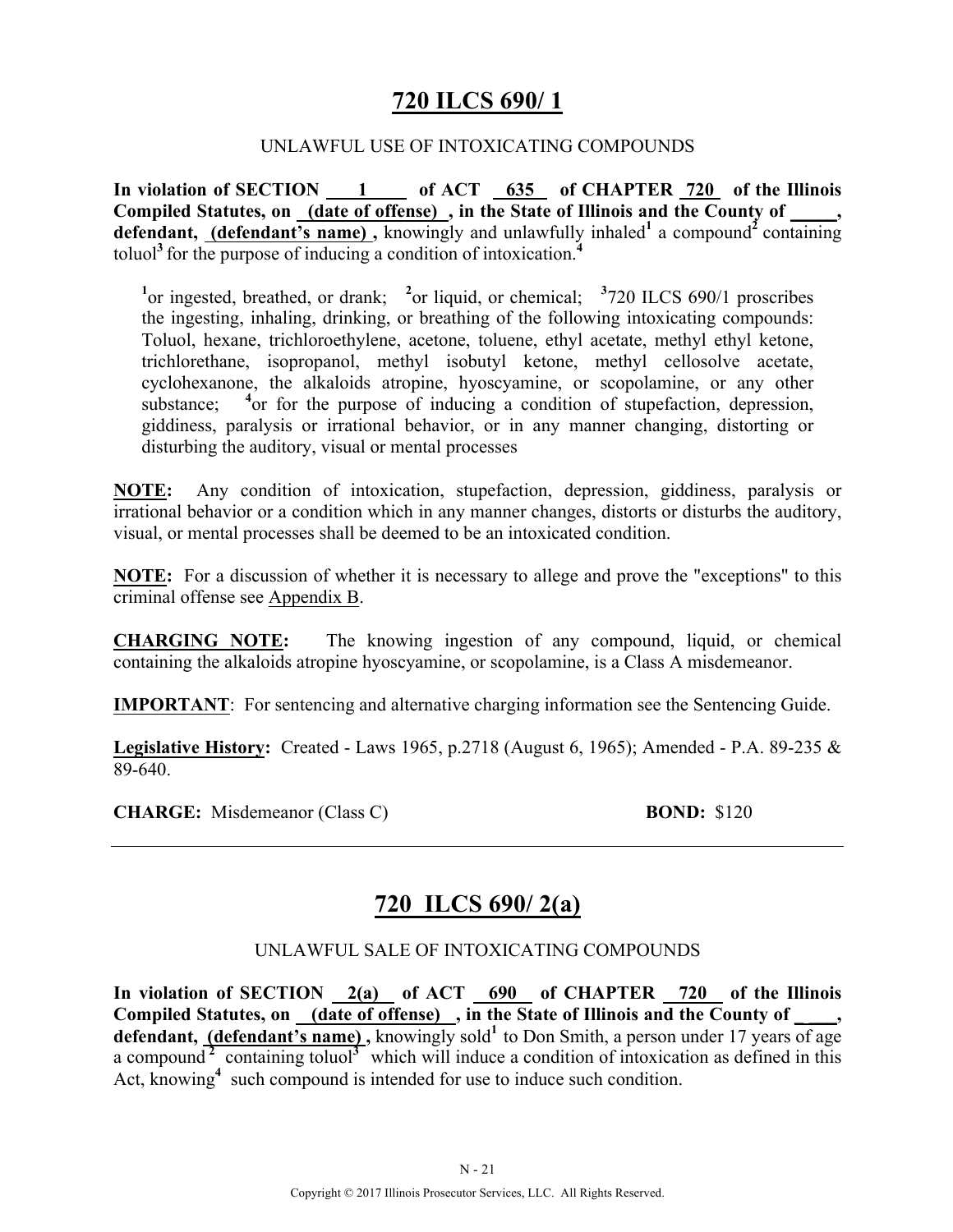# 720 ILCS 690/ 1

UNLAWFUL USE OF INTOXICATING COMPOUNDS

**In violation of SECTION 1 of ACT 635 of CHAPTER 720 of the Illinois Compiled Statutes, on (date of offense) , in the State of Illinois and the County of \_\_\_\_\_, defendant, (defendant's name) ,** knowingly and unlawfully inhaled[1] a compound[2] containing toluol[3] for the purpose of inducing a condition of intoxication.[4]

> [1]or ingested, breathed, or drank; [2]or liquid, or chemical; [3]720 ILCS 690/1 proscribes the ingesting, inhaling, drinking, or breathing of the following intoxicating compounds: Toluol, hexane, trichloroethylene, acetone, toluene, ethyl acetate, methyl ethyl ketone, trichlorethane, isopropanol, methyl isobutyl ketone, methyl cellosolve acetate, cyclohexanone, the alkaloids atropine, hyoscyamine, or scopolamine, or any other substance; [4]or for the purpose of inducing a condition of stupefaction, depression, giddiness, paralysis or irrational behavior, or in any manner changing, distorting or disturbing the auditory, visual or mental processes

**NOTE:** Any condition of intoxication, stupefaction, depression, giddiness, paralysis or irrational behavior or a condition which in any manner changes, distorts or disturbs the auditory, visual, or mental processes shall be deemed to be an intoxicated condition.

**NOTE:** For a discussion of whether it is necessary to allege and prove the "exceptions" to this criminal offense see Appendix B.

**CHARGING NOTE:** The knowing ingestion of any compound, liquid, or chemical containing the alkaloids atropine hyoscyamine, or scopolamine, is a Class A misdemeanor.

**IMPORTANT**: For sentencing and alternative charging information see the Sentencing Guide.

**Legislative History:** Created - Laws 1965, p.2718 (August 6, 1965); Amended - P.A. 89-235 & 89-640.

**CHARGE:** Misdemeanor (Class C) **BOND:** $120

---

# 720 ILCS 690/ 2(a)

UNLAWFUL SALE OF INTOXICATING COMPOUNDS

**In violation of SECTION 2(a) of ACT 690 of CHAPTER 720 of the Illinois Compiled Statutes, on (date of offense) , in the State of Illinois and the County of \_\_\_\_\_, defendant, (defendant's name) ,** knowingly sold[1] to Don Smith, a person under 17 years of age a compound[2] containing toluol[3] which will induce a condition of intoxication as defined in this Act, knowing[4] such compound is intended for use to induce such condition.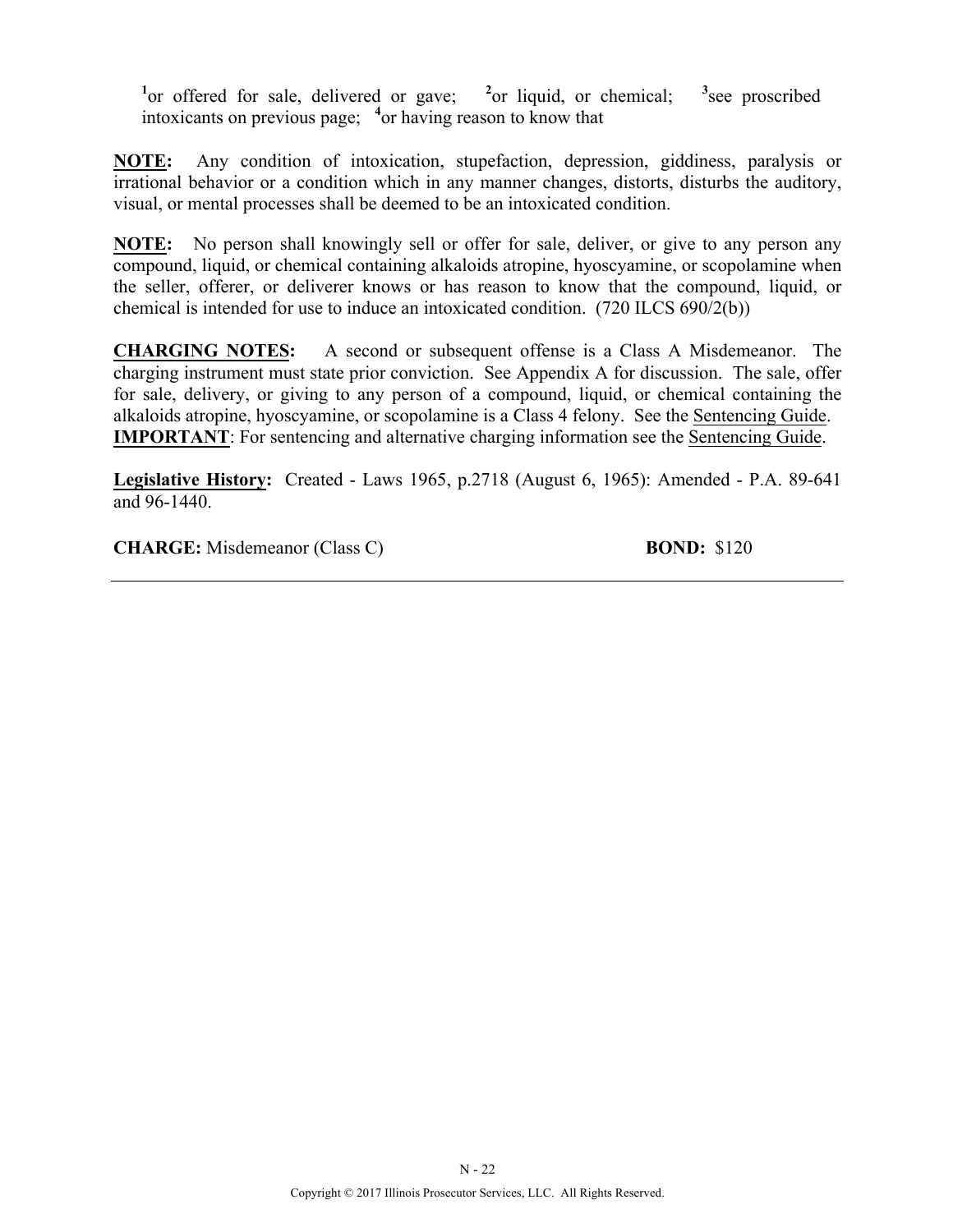[1]or offered for sale, delivered or gave; [2]or liquid, or chemical; [3]see proscribed intoxicants on previous page; [4]or having reason to know that

**NOTE:** Any condition of intoxication, stupefaction, depression, giddiness, paralysis or irrational behavior or a condition which in any manner changes, distorts, disturbs the auditory, visual, or mental processes shall be deemed to be an intoxicated condition.

**NOTE:** No person shall knowingly sell or offer for sale, deliver, or give to any person any compound, liquid, or chemical containing alkaloids atropine, hyoscyamine, or scopolamine when the seller, offerer, or deliverer knows or has reason to know that the compound, liquid, or chemical is intended for use to induce an intoxicated condition. (720 ILCS 690/2(b))

**CHARGING NOTES:** A second or subsequent offense is a Class A Misdemeanor. The charging instrument must state prior conviction. See Appendix A for discussion. The sale, offer for sale, delivery, or giving to any person of a compound, liquid, or chemical containing the alkaloids atropine, hyoscyamine, or scopolamine is a Class 4 felony. See the Sentencing Guide.
**IMPORTANT**: For sentencing and alternative charging information see the Sentencing Guide.

**Legislative History:** Created - Laws 1965, p.2718 (August 6, 1965): Amended - P.A. 89-641 and 96-1440.

**CHARGE:** Misdemeanor (Class C) **BOND:** $120